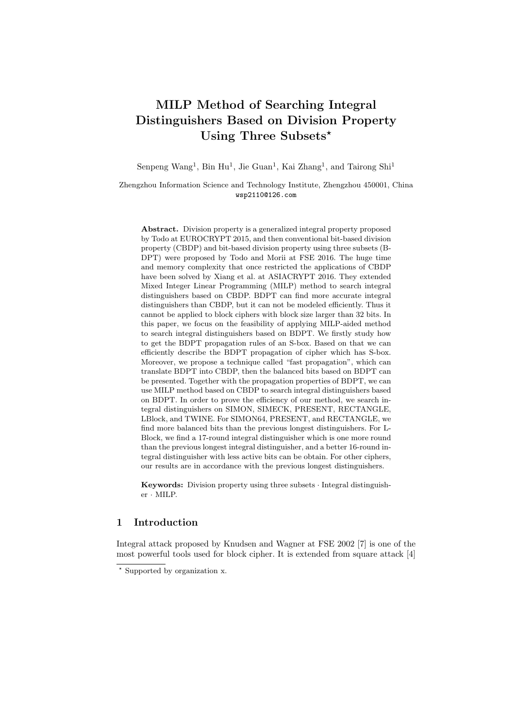# MILP Method of Searching Integral Distinguishers Based on Division Property Using Three Subsets*

Senpeng Wang[1], Bin Hu[1], Jie Guan[1], Kai Zhang[1], and Tairong Shi[1]

Zhengzhou Information Science and Technology Institute, Zhengzhou 450001, China
wsp2110@126.com

**Abstract.** Division property is a generalized integral property proposed by Todo at EUROCRYPT 2015, and then conventional bit-based division property (CBDP) and bit-based division property using three subsets (BDPT) were proposed by Todo and Morii at FSE 2016. The huge time and memory complexity that once restricted the applications of CBDP have been solved by Xiang et al. at ASIACRYPT 2016. They extended Mixed Integer Linear Programming (MILP) method to search integral distinguishers based on CBDP. BDPT can find more accurate integral distinguishers than CBDP, but it can not be modeled efficiently. Thus it cannot be applied to block ciphers with block size larger than 32 bits. In this paper, we focus on the feasibility of applying MILP-aided method to search integral distinguishers based on BDPT. We firstly study how to get the BDPT propagation rules of an S-box. Based on that we can efficiently describe the BDPT propagation of cipher which has S-box. Moreover, we propose a technique called "fast propagation", which can translate BDPT into CBDP, then the balanced bits based on BDPT can be presented. Together with the propagation properties of BDPT, we can use MILP method based on CBDP to search integral distinguishers based on BDPT. In order to prove the efficiency of our method, we search integral distinguishers on SIMON, SIMECK, PRESENT, RECTANGLE, LBlock, and TWINE. For SIMON64, PRESENT, and RECTANGLE, we find more balanced bits than the previous longest distinguishers. For LBlock, we find a 17-round integral distinguisher which is one more round than the previous longest integral distinguisher, and a better 16-round integral distinguisher with less active bits can be obtain. For other ciphers, our results are in accordance with the previous longest distinguishers.

**Keywords:** Division property using three subsets · Integral distinguisher · MILP.

## 1 Introduction

Integral attack proposed by Knudsen and Wagner at FSE 2002 [7] is one of the most powerful tools used for block cipher. It is extended from square attack [4]

* Supported by organization x.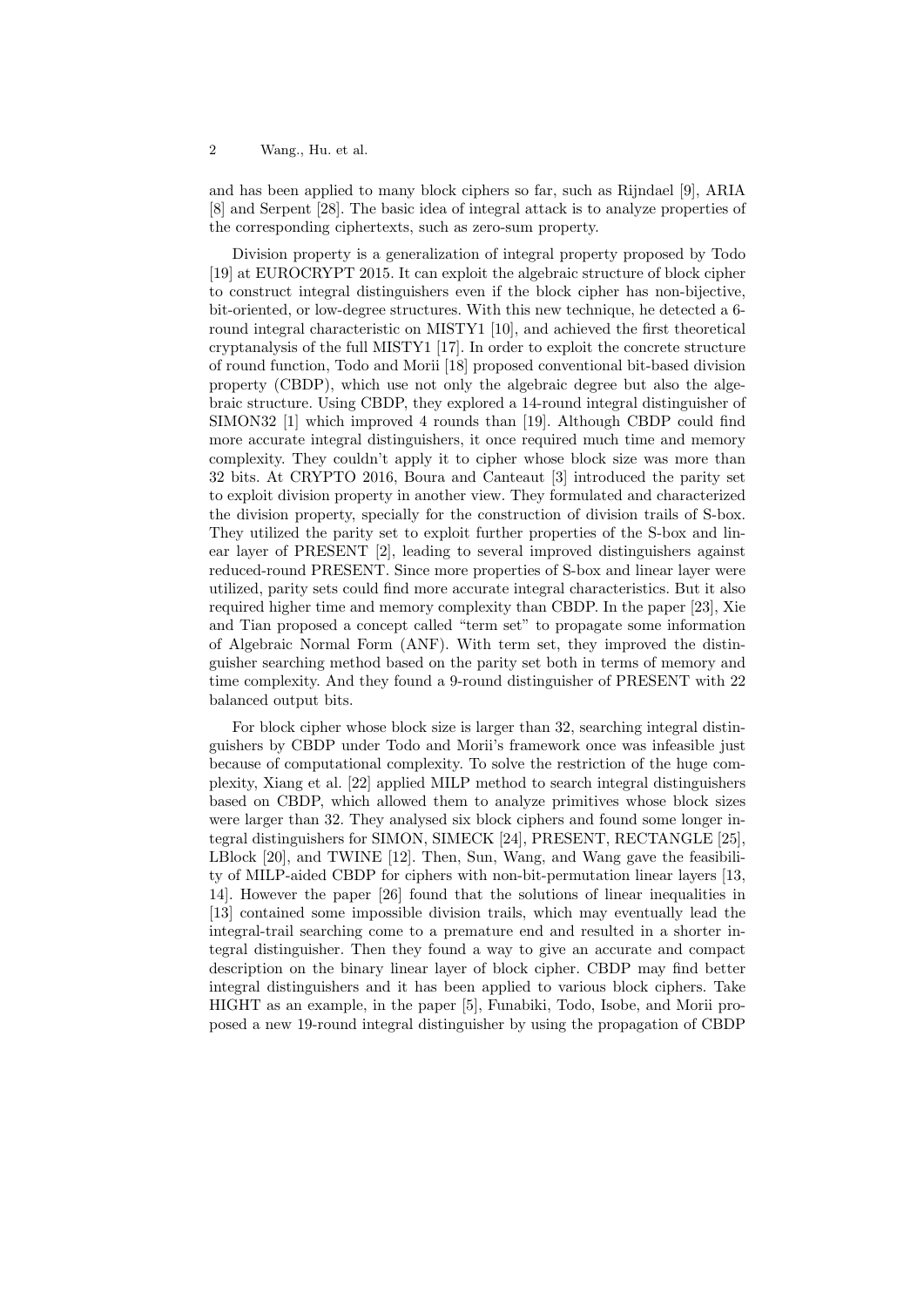and has been applied to many block ciphers so far, such as Rijndael [9], ARIA [8] and Serpent [28]. The basic idea of integral attack is to analyze properties of the corresponding ciphertexts, such as zero-sum property.

Division property is a generalization of integral property proposed by Todo [19] at EUROCRYPT 2015. It can exploit the algebraic structure of block cipher to construct integral distinguishers even if the block cipher has non-bijective, bit-oriented, or low-degree structures. With this new technique, he detected a 6-round integral characteristic on MISTY1 [10], and achieved the first theoretical cryptanalysis of the full MISTY1 [17]. In order to exploit the concrete structure of round function, Todo and Morii [18] proposed conventional bit-based division property (CBDP), which use not only the algebraic degree but also the algebraic structure. Using CBDP, they explored a 14-round integral distinguisher of SIMON32 [1] which improved 4 rounds than [19]. Although CBDP could find more accurate integral distinguishers, it once required much time and memory complexity. They couldn't apply it to cipher whose block size was more than 32 bits. At CRYPTO 2016, Boura and Canteaut [3] introduced the parity set to exploit division property in another view. They formulated and characterized the division property, specially for the construction of division trails of S-box. They utilized the parity set to exploit further properties of the S-box and linear layer of PRESENT [2], leading to several improved distinguishers against reduced-round PRESENT. Since more properties of S-box and linear layer were utilized, parity sets could find more accurate integral characteristics. But it also required higher time and memory complexity than CBDP. In the paper [23], Xie and Tian proposed a concept called "term set" to propagate some information of Algebraic Normal Form (ANF). With term set, they improved the distinguisher searching method based on the parity set both in terms of memory and time complexity. And they found a 9-round distinguisher of PRESENT with 22 balanced output bits.

For block cipher whose block size is larger than 32, searching integral distinguishers by CBDP under Todo and Morii's framework once was infeasible just because of computational complexity. To solve the restriction of the huge complexity, Xiang et al. [22] applied MILP method to search integral distinguishers based on CBDP, which allowed them to analyze primitives whose block sizes were larger than 32. They analysed six block ciphers and found some longer integral distinguishers for SIMON, SIMECK [24], PRESENT, RECTANGLE [25], LBlock [20], and TWINE [12]. Then, Sun, Wang, and Wang gave the feasibility of MILP-aided CBDP for ciphers with non-bit-permutation linear layers [13, 14]. However the paper [26] found that the solutions of linear inequalities in [13] contained some impossible division trails, which may eventually lead the integral-trail searching come to a premature end and resulted in a shorter integral distinguisher. Then they found a way to give an accurate and compact description on the binary linear layer of block cipher. CBDP may find better integral distinguishers and it has been applied to various block ciphers. Take HIGHT as an example, in the paper [5], Funabiki, Todo, Isobe, and Morii proposed a new 19-round integral distinguisher by using the propagation of CBDP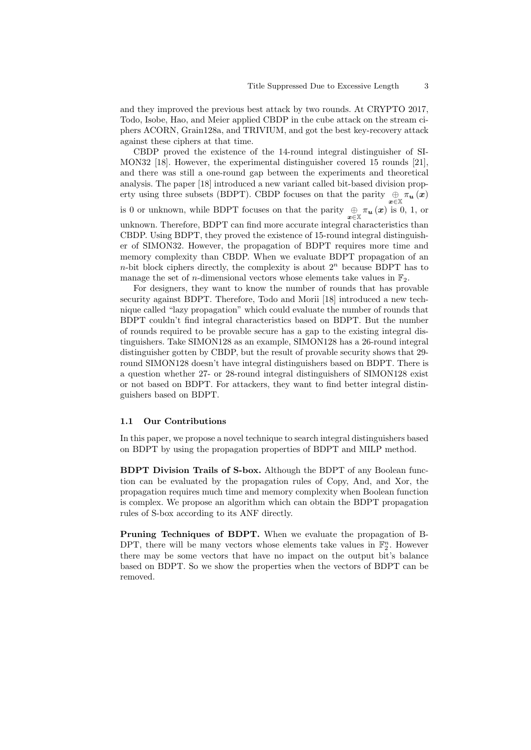and they improved the previous best attack by two rounds. At CRYPTO 2017, Todo, Isobe, Hao, and Meier applied CBDP in the cube attack on the stream ciphers ACORN, Grain128a, and TRIVIUM, and got the best key-recovery attack against these ciphers at that time.

CBDP proved the existence of the 14-round integral distinguisher of SIMON32 [18]. However, the experimental distinguisher covered 15 rounds [21], and there was still a one-round gap between the experiments and theoretical analysis. The paper [18] introduced a new variant called bit-based division property using three subsets (BDPT). CBDP focuses on that the parity $\underset{\boldsymbol{x}\in\mathbb{X}}{\oplus}\pi_{\boldsymbol{u}}(\boldsymbol{x})$ is 0 or unknown, while BDPT focuses on that the parity $\underset{\boldsymbol{x}\in\mathbb{X}}{\oplus}\pi_{\boldsymbol{u}}(\boldsymbol{x})$ is 0, 1, or unknown. Therefore, BDPT can find more accurate integral characteristics than CBDP. Using BDPT, they proved the existence of 15-round integral distinguisher of SIMON32. However, the propagation of BDPT requires more time and memory complexity than CBDP. When we evaluate BDPT propagation of an $n$-bit block ciphers directly, the complexity is about $2^n$ because BDPT has to manage the set of $n$-dimensional vectors whose elements take values in $\mathbb{F}_2$.

For designers, they want to know the number of rounds that has provable security against BDPT. Therefore, Todo and Morii [18] introduced a new technique called "lazy propagation" which could evaluate the number of rounds that BDPT couldn't find integral characteristics based on BDPT. But the number of rounds required to be provable secure has a gap to the existing integral distinguishers. Take SIMON128 as an example, SIMON128 has a 26-round integral distinguisher gotten by CBDP, but the result of provable security shows that 29-round SIMON128 doesn't have integral distinguishers based on BDPT. There is a question whether 27- or 28-round integral distinguishers of SIMON128 exist or not based on BDPT. For attackers, they want to find better integral distinguishers based on BDPT.

### 1.1 Our Contributions

In this paper, we propose a novel technique to search integral distinguishers based on BDPT by using the propagation properties of BDPT and MILP method.

**BDPT Division Trails of S-box.** Although the BDPT of any Boolean function can be evaluated by the propagation rules of Copy, And, and Xor, the propagation requires much time and memory complexity when Boolean function is complex. We propose an algorithm which can obtain the BDPT propagation rules of S-box according to its ANF directly.

**Pruning Techniques of BDPT.** When we evaluate the propagation of BDPT, there will be many vectors whose elements take values in $\mathbb{F}_2^n$. However there may be some vectors that have no impact on the output bit's balance based on BDPT. So we show the properties when the vectors of BDPT can be removed.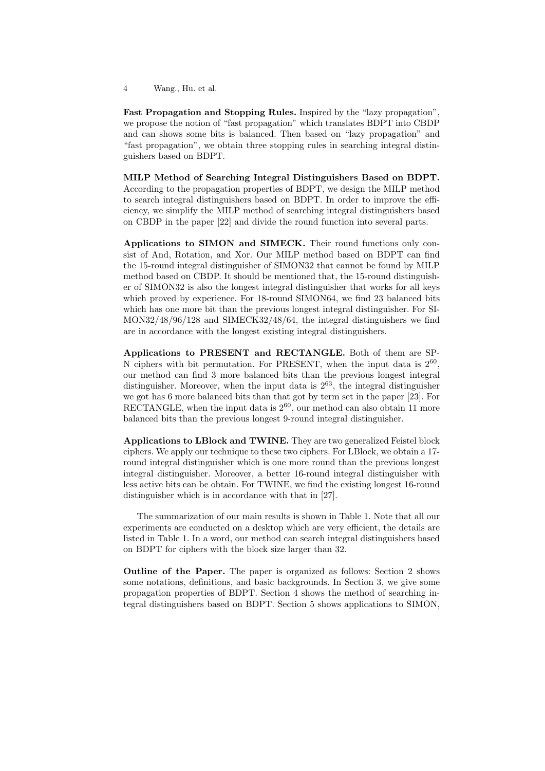**Fast Propagation and Stopping Rules.** Inspired by the "lazy propagation", we propose the notion of "fast propagation" which translates BDPT into CBDP and can shows some bits is balanced. Then based on "lazy propagation" and "fast propagation", we obtain three stopping rules in searching integral distinguishers based on BDPT.

**MILP Method of Searching Integral Distinguishers Based on BDPT.** According to the propagation properties of BDPT, we design the MILP method to search integral distinguishers based on BDPT. In order to improve the efficiency, we simplify the MILP method of searching integral distinguishers based on CBDP in the paper [22] and divide the round function into several parts.

**Applications to SIMON and SIMECK.** Their round functions only consist of And, Rotation, and Xor. Our MILP method based on BDPT can find the 15-round integral distinguisher of SIMON32 that cannot be found by MILP method based on CBDP. It should be mentioned that, the 15-round distinguisher of SIMON32 is also the longest integral distinguisher that works for all keys which proved by experience. For 18-round SIMON64, we find 23 balanced bits which has one more bit than the previous longest integral distinguisher. For SIMON32/48/96/128 and SIMECK32/48/64, the integral distinguishers we find are in accordance with the longest existing integral distinguishers.

**Applications to PRESENT and RECTANGLE.** Both of them are SPN ciphers with bit permutation. For PRESENT, when the input data is $2^{60}$, our method can find 3 more balanced bits than the previous longest integral distinguisher. Moreover, when the input data is $2^{63}$, the integral distinguisher we got has 6 more balanced bits than that got by term set in the paper [23]. For RECTANGLE, when the input data is $2^{60}$, our method can also obtain 11 more balanced bits than the previous longest 9-round integral distinguisher.

**Applications to LBlock and TWINE.** They are two generalized Feistel block ciphers. We apply our technique to these two ciphers. For LBlock, we obtain a 17-round integral distinguisher which is one more round than the previous longest integral distinguisher. Moreover, a better 16-round integral distinguisher with less active bits can be obtain. For TWINE, we find the existing longest 16-round distinguisher which is in accordance with that in [27].

The summarization of our main results is shown in Table 1. Note that all our experiments are conducted on a desktop which are very efficient, the details are listed in Table 1. In a word, our method can search integral distinguishers based on BDPT for ciphers with the block size larger than 32.

**Outline of the Paper.** The paper is organized as follows: Section 2 shows some notations, definitions, and basic backgrounds. In Section 3, we give some propagation properties of BDPT. Section 4 shows the method of searching integral distinguishers based on BDPT. Section 5 shows applications to SIMON,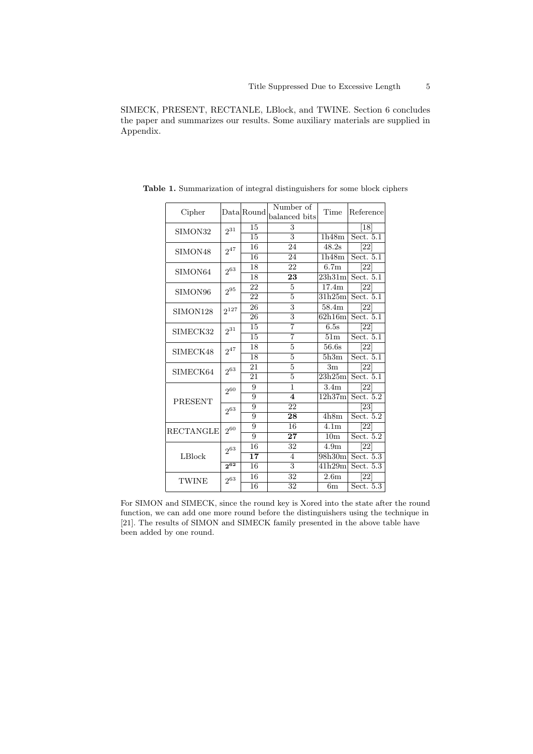SIMECK, PRESENT, RECTANLE, LBlock, and TWINE. Section 6 concludes the paper and summarizes our results. Some auxiliary materials are supplied in Appendix.

**Table 1.** Summarization of integral distinguishers for some block ciphers

| Cipher | Data | Round | Number of balanced bits | Time | Reference |
|---|---|---|---|---|---|
| SIMON32 | $2^{31}$ | 15 | 3 | | [18] |
| | | 15 | 3 | 1h48m | Sect. 5.1 |
| SIMON48 | $2^{47}$ | 16 | 24 | 48.2s | [22] |
| | | 16 | 24 | 1h48m | Sect. 5.1 |
| SIMON64 | $2^{63}$ | 18 | 22 | 6.7m | [22] |
| | | 18 | **23** | 23h31m | Sect. 5.1 |
| SIMON96 | $2^{95}$ | 22 | 5 | 17.4m | [22] |
| | | 22 | 5 | 31h25m | Sect. 5.1 |
| SIMON128 | $2^{127}$ | 26 | 3 | 58.4m | [22] |
| | | 26 | 3 | 62h16m | Sect. 5.1 |
| SIMECK32 | $2^{31}$ | 15 | 7 | 6.5s | [22] |
| | | 15 | 7 | 51m | Sect. 5.1 |
| SIMECK48 | $2^{47}$ | 18 | 5 | 56.6s | [22] |
| | | 18 | 5 | 5h3m | Sect. 5.1 |
| SIMECK64 | $2^{63}$ | 21 | 5 | 3m | [22] |
| | | 21 | 5 | 23h25m | Sect. 5.1 |
| PRESENT | $2^{60}$ | 9 | 1 | 3.4m | [22] |
| | | 9 | **4** | 12h37m | Sect. 5.2 |
| | $2^{63}$ | 9 | 22 | | [23] |
| | | 9 | **28** | 4h8m | Sect. 5.2 |
| RECTANGLE | $2^{60}$ | 9 | 16 | 4.1m | [22] |
| | | 9 | **27** | 10m | Sect. 5.2 |
| LBlock | $2^{63}$ | 16 | 32 | 4.9m | [22] |
| | | **17** | 4 | 98h30m | Sect. 5.3 |
| | $\mathbf{2^{62}}$ | 16 | 3 | 41h29m | Sect. 5.3 |
| TWINE | $2^{63}$ | 16 | 32 | 2.6m | [22] |
| | | 16 | 32 | 6m | Sect. 5.3 |

For SIMON and SIMECK, since the round key is Xored into the state after the round function, we can add one more round before the distinguishers using the technique in [21]. The results of SIMON and SIMECK family presented in the above table have been added by one round.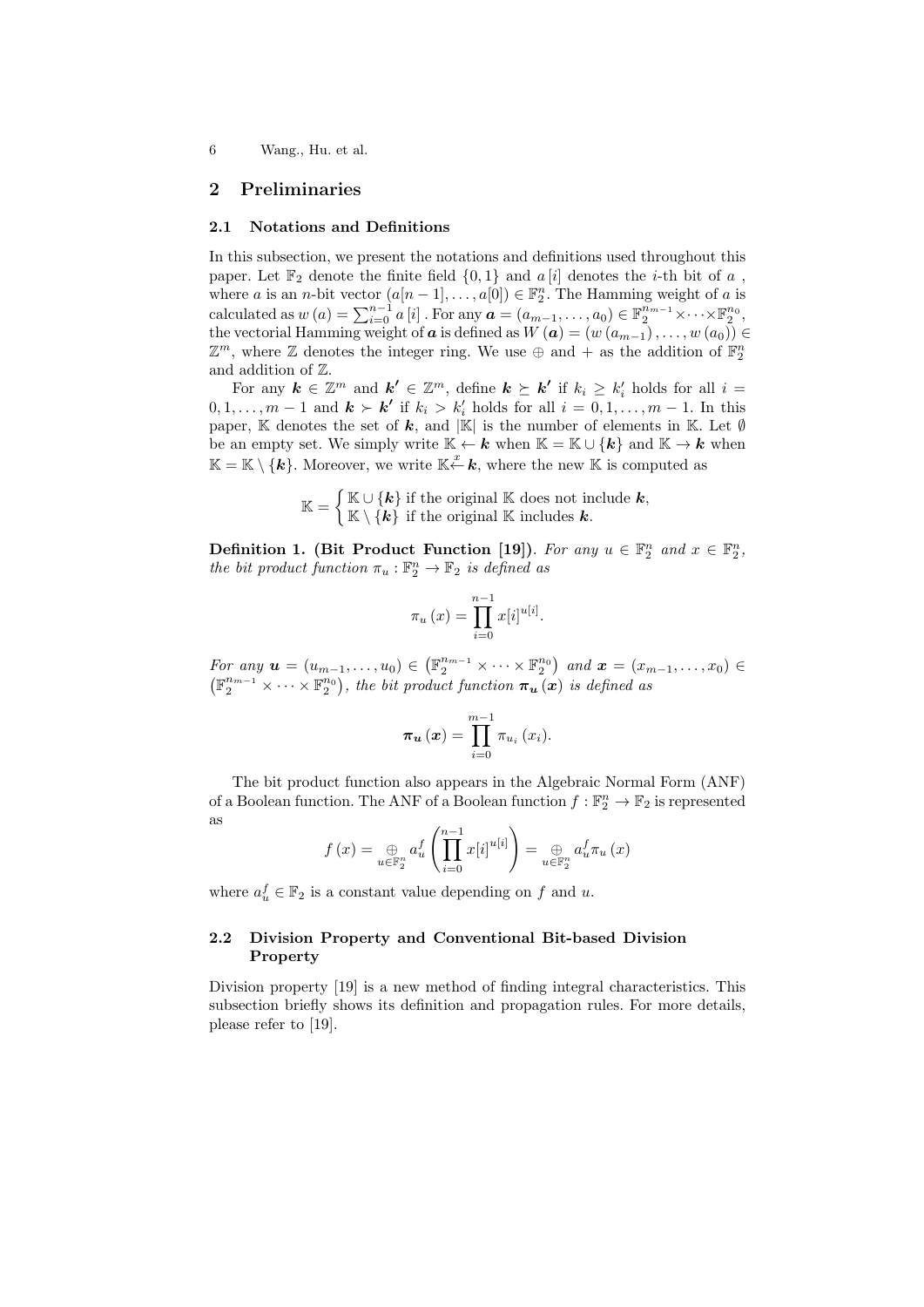## 2 Preliminaries

### 2.1 Notations and Definitions

In this subsection, we present the notations and definitions used throughout this paper. Let $\mathbb{F}_2$ denote the finite field $\{0,1\}$ and $a[i]$ denotes the $i$-th bit of $a$ , where $a$ is an $n$-bit vector $(a[n-1],\ldots,a[0]) \in \mathbb{F}_2^n$. The Hamming weight of $a$ is calculated as $w(a) = \sum_{i=0}^{n-1} a[i]$ . For any $\boldsymbol{a} = (a_{m-1},\ldots,a_0) \in \mathbb{F}_2^{n_{m-1}} \times \cdots \times \mathbb{F}_2^{n_0}$, the vectorial Hamming weight of $\boldsymbol{a}$ is defined as $W(\boldsymbol{a}) = (w(a_{m-1}),\ldots,w(a_0)) \in \mathbb{Z}^m$, where $\mathbb{Z}$ denotes the integer ring. We use $\oplus$ and $+$ as the addition of $\mathbb{F}_2^n$ and addition of $\mathbb{Z}$.

For any $\boldsymbol{k} \in \mathbb{Z}^m$ and $\boldsymbol{k'} \in \mathbb{Z}^m$, define $\boldsymbol{k} \succeq \boldsymbol{k'}$ if $k_i \geq k'_i$ holds for all $i = 0,1,\ldots,m-1$ and $\boldsymbol{k} \succ \boldsymbol{k'}$ if $k_i > k'_i$ holds for all $i = 0,1,\ldots,m-1$. In this paper, $\mathbb{K}$ denotes the set of $\boldsymbol{k}$, and $|\mathbb{K}|$ is the number of elements in $\mathbb{K}$. Let $\emptyset$ be an empty set. We simply write $\mathbb{K} \leftarrow \boldsymbol{k}$ when $\mathbb{K} = \mathbb{K} \cup \{\boldsymbol{k}\}$ and $\mathbb{K} \rightarrow \boldsymbol{k}$ when $\mathbb{K} = \mathbb{K} \setminus \{\boldsymbol{k}\}$. Moreover, we write $\mathbb{K} \xleftarrow{x} \boldsymbol{k}$, where the new $\mathbb{K}$ is computed as

$$\mathbb{K} = \begin{cases} \mathbb{K} \cup \{\boldsymbol{k}\} \text{ if the original } \mathbb{K} \text{ does not include } \boldsymbol{k}, \\ \mathbb{K} \setminus \{\boldsymbol{k}\} \text{ if the original } \mathbb{K} \text{ includes } \boldsymbol{k}. \end{cases}$$

**Definition 1. (Bit Product Function [19])**. *For any $u \in \mathbb{F}_2^n$ and $x \in \mathbb{F}_2^n$, the bit product function $\pi_u : \mathbb{F}_2^n \to \mathbb{F}_2$ is defined as*

$$\pi_u(x) = \prod_{i=0}^{n-1} x[i]^{u[i]}.$$

*For any $\boldsymbol{u} = (u_{m-1},\ldots,u_0) \in \left(\mathbb{F}_2^{n_{m-1}} \times \cdots \times \mathbb{F}_2^{n_0}\right)$ and $\boldsymbol{x} = (x_{m-1},\ldots,x_0) \in \left(\mathbb{F}_2^{n_{m-1}} \times \cdots \times \mathbb{F}_2^{n_0}\right)$, the bit product function $\boldsymbol{\pi_u}(\boldsymbol{x})$ is defined as*

$$\boldsymbol{\pi_u}(\boldsymbol{x}) = \prod_{i=0}^{m-1} \pi_{u_i}(x_i).$$

The bit product function also appears in the Algebraic Normal Form (ANF) of a Boolean function. The ANF of a Boolean function $f : \mathbb{F}_2^n \to \mathbb{F}_2$ is represented as

$$f(x) = \underset{u \in \mathbb{F}_2^n}{\oplus} a_u^f \left( \prod_{i=0}^{n-1} x[i]^{u[i]} \right) = \underset{u \in \mathbb{F}_2^n}{\oplus} a_u^f \pi_u(x)$$

where $a_u^f \in \mathbb{F}_2$ is a constant value depending on $f$ and $u$.

### 2.2 Division Property and Conventional Bit-based Division Property

Division property [19] is a new method of finding integral characteristics. This subsection briefly shows its definition and propagation rules. For more details, please refer to [19].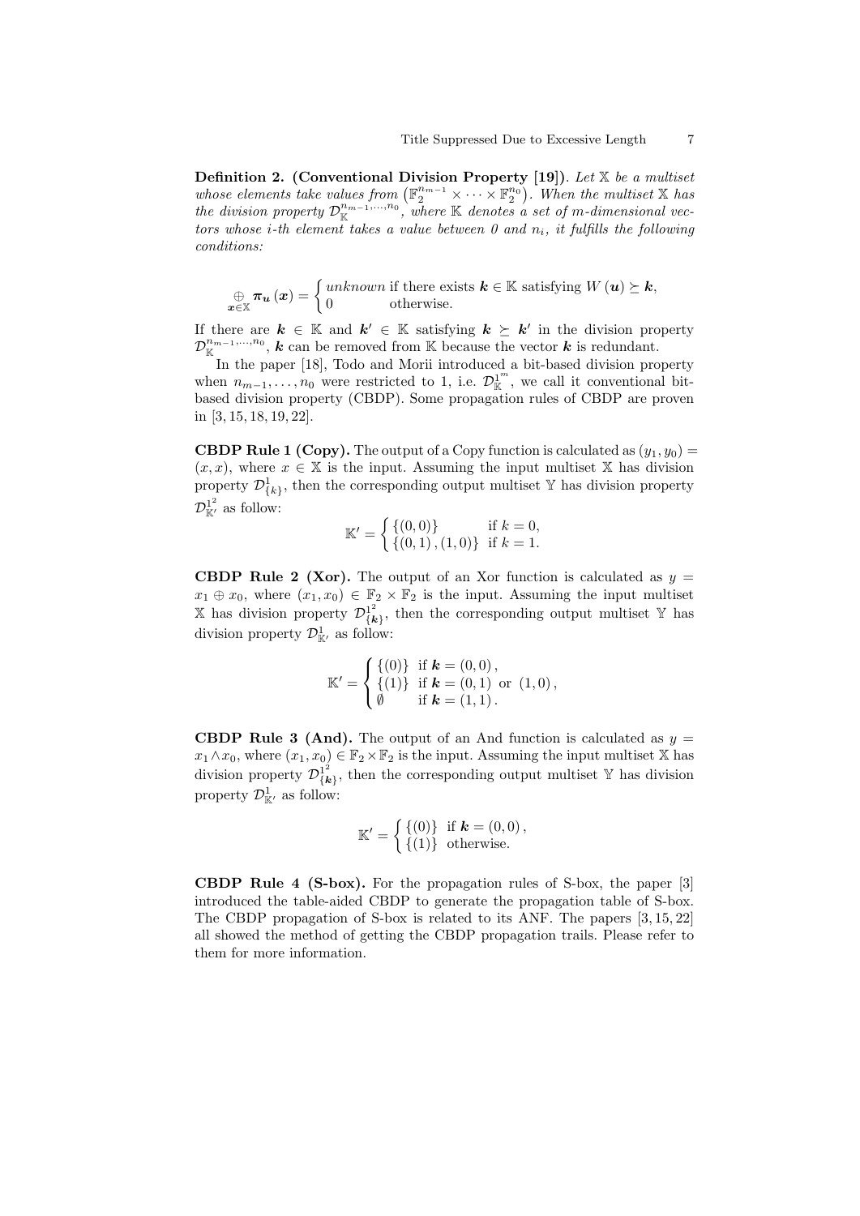**Definition 2. (Conventional Division Property [19]).** *Let $\mathbb{X}$ be a multiset whose elements take values from $\left(\mathbb{F}_2^{n_{m-1}} \times \cdots \times \mathbb{F}_2^{n_0}\right)$. When the multiset $\mathbb{X}$ has the division property $\mathcal{D}_{\mathbb{K}}^{n_{m-1},\ldots,n_0}$, where $\mathbb{K}$ denotes a set of $m$-dimensional vectors whose $i$-th element takes a value between 0 and $n_i$, it fulfills the following conditions:*

$$\underset{\boldsymbol{x}\in\mathbb{X}}{\oplus} \boldsymbol{\pi_u}\left(\boldsymbol{x}\right) = \begin{cases} unknown & \text{if there exists } \boldsymbol{k} \in \mathbb{K} \text{ satisfying } W\left(\boldsymbol{u}\right) \succeq \boldsymbol{k}, \\ 0 & \text{otherwise.} \end{cases}$$

If there are $\boldsymbol{k} \in \mathbb{K}$ and $\boldsymbol{k'} \in \mathbb{K}$ satisfying $\boldsymbol{k} \succeq \boldsymbol{k'}$ in the division property $\mathcal{D}_{\mathbb{K}}^{n_{m-1},\ldots,n_0}$, $\boldsymbol{k}$ can be removed from $\mathbb{K}$ because the vector $\boldsymbol{k}$ is redundant.

In the paper [18], Todo and Morii introduced a bit-based division property when $n_{m-1},\ldots,n_0$ were restricted to 1, i.e. $\mathcal{D}_{\mathbb{K}}^{1^m}$, we call it conventional bit-based division property (CBDP). Some propagation rules of CBDP are proven in [3, 15, 18, 19, 22].

**CBDP Rule 1 (Copy).** The output of a Copy function is calculated as $(y_1, y_0) = (x, x)$, where $x \in \mathbb{X}$ is the input. Assuming the input multiset $\mathbb{X}$ has division property $\mathcal{D}_{\{k\}}^{1}$, then the corresponding output multiset $\mathbb{Y}$ has division property $\mathcal{D}_{\mathbb{K}'}^{1^2}$ as follow:

$$\mathbb{K}' = \begin{cases} \{(0,0)\} & \text{if } k = 0, \\ \{(0,1), (1,0)\} & \text{if } k = 1. \end{cases}$$

**CBDP Rule 2 (Xor).** The output of an Xor function is calculated as $y = x_1 \oplus x_0$, where $(x_1, x_0) \in \mathbb{F}_2 \times \mathbb{F}_2$ is the input. Assuming the input multiset $\mathbb{X}$ has division property $\mathcal{D}_{\{\boldsymbol{k}\}}^{1^2}$, then the corresponding output multiset $\mathbb{Y}$ has division property $\mathcal{D}_{\mathbb{K}'}^{1}$ as follow:

$$\mathbb{K}' = \begin{cases} \{(0)\} & \text{if } \boldsymbol{k} = (0,0), \\ \{(1)\} & \text{if } \boldsymbol{k} = (0,1) \text{ or } (1,0), \\ \emptyset & \text{if } \boldsymbol{k} = (1,1). \end{cases}$$

**CBDP Rule 3 (And).** The output of an And function is calculated as $y = x_1 \wedge x_0$, where $(x_1, x_0) \in \mathbb{F}_2 \times \mathbb{F}_2$ is the input. Assuming the input multiset $\mathbb{X}$ has division property $\mathcal{D}_{\{\boldsymbol{k}\}}^{1^2}$, then the corresponding output multiset $\mathbb{Y}$ has division property $\mathcal{D}_{\mathbb{K}'}^{1}$ as follow:

$$\mathbb{K}' = \begin{cases} \{(0)\} & \text{if } \boldsymbol{k} = (0,0), \\ \{(1)\} & \text{otherwise.} \end{cases}$$

**CBDP Rule 4 (S-box).** For the propagation rules of S-box, the paper [3] introduced the table-aided CBDP to generate the propagation table of S-box. The CBDP propagation of S-box is related to its ANF. The papers [3, 15, 22] all showed the method of getting the CBDP propagation trails. Please refer to them for more information.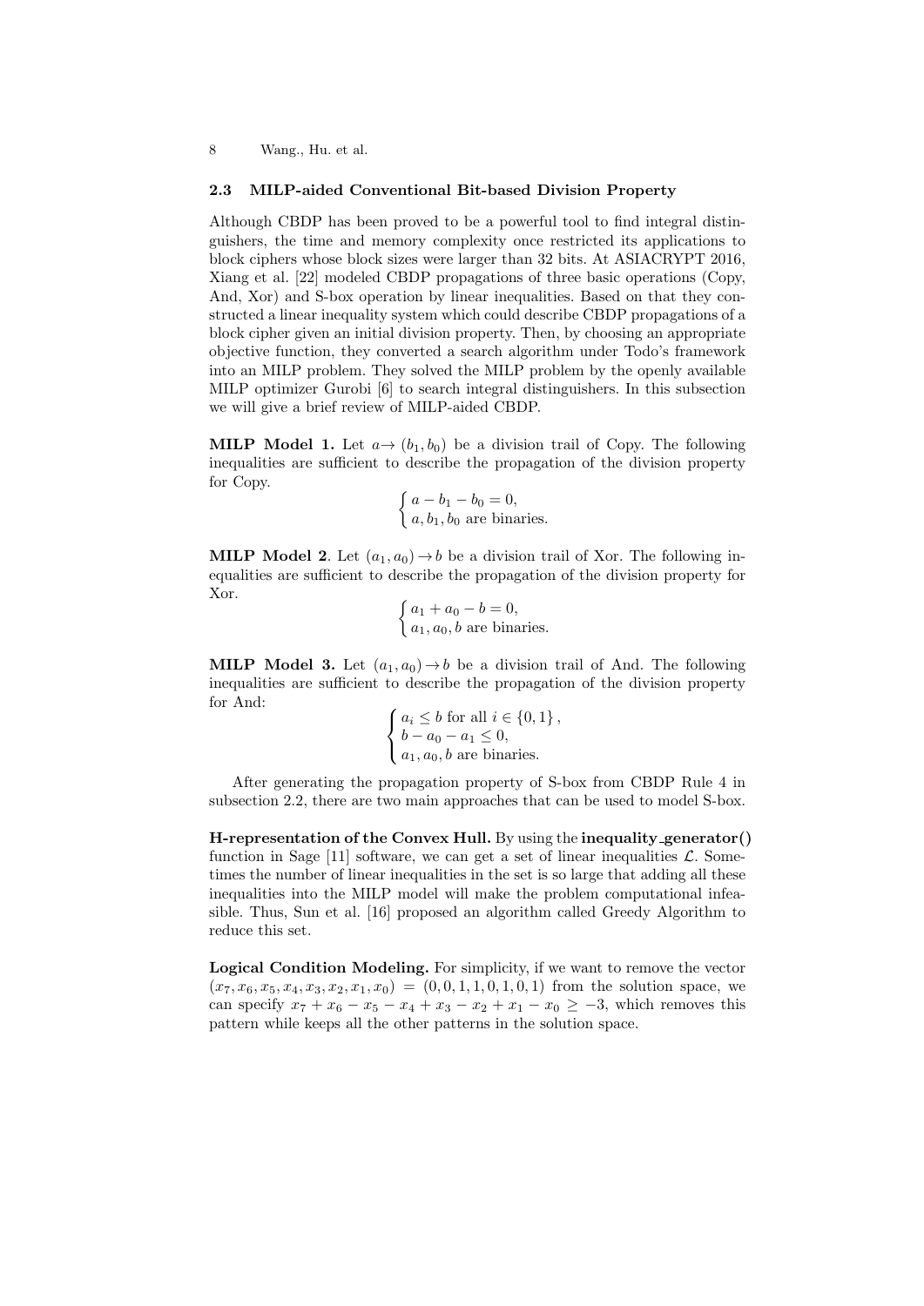### 2.3 MILP-aided Conventional Bit-based Division Property

Although CBDP has been proved to be a powerful tool to find integral distinguishers, the time and memory complexity once restricted its applications to block ciphers whose block sizes were larger than 32 bits. At ASIACRYPT 2016, Xiang et al. [22] modeled CBDP propagations of three basic operations (Copy, And, Xor) and S-box operation by linear inequalities. Based on that they constructed a linear inequality system which could describe CBDP propagations of a block cipher given an initial division property. Then, by choosing an appropriate objective function, they converted a search algorithm under Todo's framework into an MILP problem. They solved the MILP problem by the openly available MILP optimizer Gurobi [6] to search integral distinguishers. In this subsection we will give a brief review of MILP-aided CBDP.

**MILP Model 1.** Let $a \rightarrow (b_1, b_0)$ be a division trail of Copy. The following inequalities are sufficient to describe the propagation of the division property for Copy.

$$\begin{cases} a - b_1 - b_0 = 0, \\ a, b_1, b_0 \text{ are binaries.} \end{cases}$$

**MILP Model 2**. Let $(a_1, a_0) \rightarrow b$ be a division trail of Xor. The following inequalities are sufficient to describe the propagation of the division property for Xor.

$$\begin{cases} a_1 + a_0 - b = 0, \\ a_1, a_0, b \text{ are binaries.} \end{cases}$$

**MILP Model 3.** Let $(a_1, a_0) \rightarrow b$ be a division trail of And. The following inequalities are sufficient to describe the propagation of the division property for And:

$$\begin{cases} a_i \leq b \text{ for all } i \in \{0, 1\}, \\ b - a_0 - a_1 \leq 0, \\ a_1, a_0, b \text{ are binaries.} \end{cases}$$

After generating the propagation property of S-box from CBDP Rule 4 in subsection 2.2, there are two main approaches that can be used to model S-box.

**H-representation of the Convex Hull.** By using the **inequality_generator()** function in Sage [11] software, we can get a set of linear inequalities $\mathcal{L}$. Sometimes the number of linear inequalities in the set is so large that adding all these inequalities into the MILP model will make the problem computational infeasible. Thus, Sun et al. [16] proposed an algorithm called Greedy Algorithm to reduce this set.

**Logical Condition Modeling.** For simplicity, if we want to remove the vector $(x_7, x_6, x_5, x_4, x_3, x_2, x_1, x_0) = (0, 0, 1, 1, 0, 1, 0, 1)$ from the solution space, we can specify $x_7 + x_6 - x_5 - x_4 + x_3 - x_2 + x_1 - x_0 \geq -3$, which removes this pattern while keeps all the other patterns in the solution space.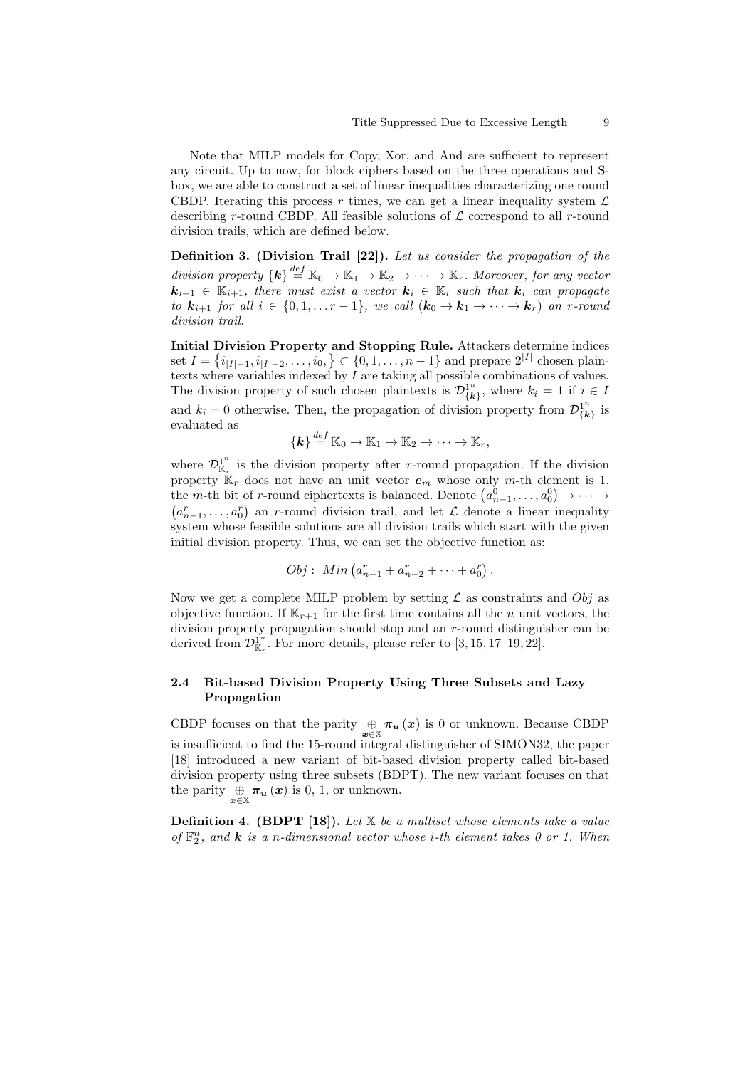Note that MILP models for Copy, Xor, and And are sufficient to represent any circuit. Up to now, for block ciphers based on the three operations and S-box, we are able to construct a set of linear inequalities characterizing one round CBDP. Iterating this process $r$ times, we can get a linear inequality system $\mathcal{L}$ describing $r$-round CBDP. All feasible solutions of $\mathcal{L}$ correspond to all $r$-round division trails, which are defined below.

**Definition 3. (Division Trail [22]).** *Let us consider the propagation of the division property* $\{\boldsymbol{k}\} \stackrel{def}{=} \mathbb{K}_0 \to \mathbb{K}_1 \to \mathbb{K}_2 \to \cdots \to \mathbb{K}_r$. *Moreover, for any vector* $\boldsymbol{k}_{i+1} \in \mathbb{K}_{i+1}$*, there must exist a vector* $\boldsymbol{k}_i \in \mathbb{K}_i$ *such that* $\boldsymbol{k}_i$ *can propagate to* $\boldsymbol{k}_{i+1}$ *for all* $i \in \{0, 1, \ldots r-1\}$*, we call* $(\boldsymbol{k}_0 \to \boldsymbol{k}_1 \to \cdots \to \boldsymbol{k}_r)$ *an* $r$*-round division trail.*

**Initial Division Property and Stopping Rule.** Attackers determine indices set $I = \{i_{|I|-1}, i_{|I|-2}, \ldots, i_0, \} \subset \{0, 1, \ldots, n-1\}$ and prepare $2^{|I|}$ chosen plaintexts where variables indexed by $I$ are taking all possible combinations of values. The division property of such chosen plaintexts is $\mathcal{D}^{1^n}_{\{\boldsymbol{k}\}}$, where $k_i = 1$ if $i \in I$ and $k_i = 0$ otherwise. Then, the propagation of division property from $\mathcal{D}^{1^n}_{\{\boldsymbol{k}\}}$ is evaluated as

$$\{\boldsymbol{k}\} \stackrel{def}{=} \mathbb{K}_0 \to \mathbb{K}_1 \to \mathbb{K}_2 \to \cdots \to \mathbb{K}_r,$$

where $\mathcal{D}^{1^n}_{\mathbb{K}_r}$ is the division property after $r$-round propagation. If the division property $\mathbb{K}_r$ does not have an unit vector $\boldsymbol{e}_m$ whose only $m$-th element is 1, the $m$-th bit of $r$-round ciphertexts is balanced. Denote $\left(a^0_{n-1}, \ldots, a^0_0\right) \to \cdots \to \left(a^r_{n-1}, \ldots, a^r_0\right)$ an $r$-round division trail, and let $\mathcal{L}$ denote a linear inequality system whose feasible solutions are all division trails which start with the given initial division property. Thus, we can set the objective function as:

$$Obj : \ Min\left(a^r_{n-1} + a^r_{n-2} + \cdots + a^r_0\right).$$

Now we get a complete MILP problem by setting $\mathcal{L}$ as constraints and $Obj$ as objective function. If $\mathbb{K}_{r+1}$ for the first time contains all the $n$ unit vectors, the division property propagation should stop and an $r$-round distinguisher can be derived from $\mathcal{D}^{1^n}_{\mathbb{K}_r}$. For more details, please refer to [3, 15, 17–19, 22].

### 2.4 Bit-based Division Property Using Three Subsets and Lazy Propagation

CBDP focuses on that the parity $\underset{\boldsymbol{x}\in\mathbb{X}}{\oplus} \boldsymbol{\pi_u}(\boldsymbol{x})$ is 0 or unknown. Because CBDP is insufficient to find the 15-round integral distinguisher of SIMON32, the paper [18] introduced a new variant of bit-based division property called bit-based division property using three subsets (BDPT). The new variant focuses on that the parity $\underset{\boldsymbol{x}\in\mathbb{X}}{\oplus} \boldsymbol{\pi_u}(\boldsymbol{x})$ is 0, 1, or unknown.

**Definition 4. (BDPT [18]).** *Let* $\mathbb{X}$ *be a multiset whose elements take a value of* $\mathbb{F}_2^n$*, and* $\boldsymbol{k}$ *is a* $n$*-dimensional vector whose* $i$*-th element takes 0 or 1. When*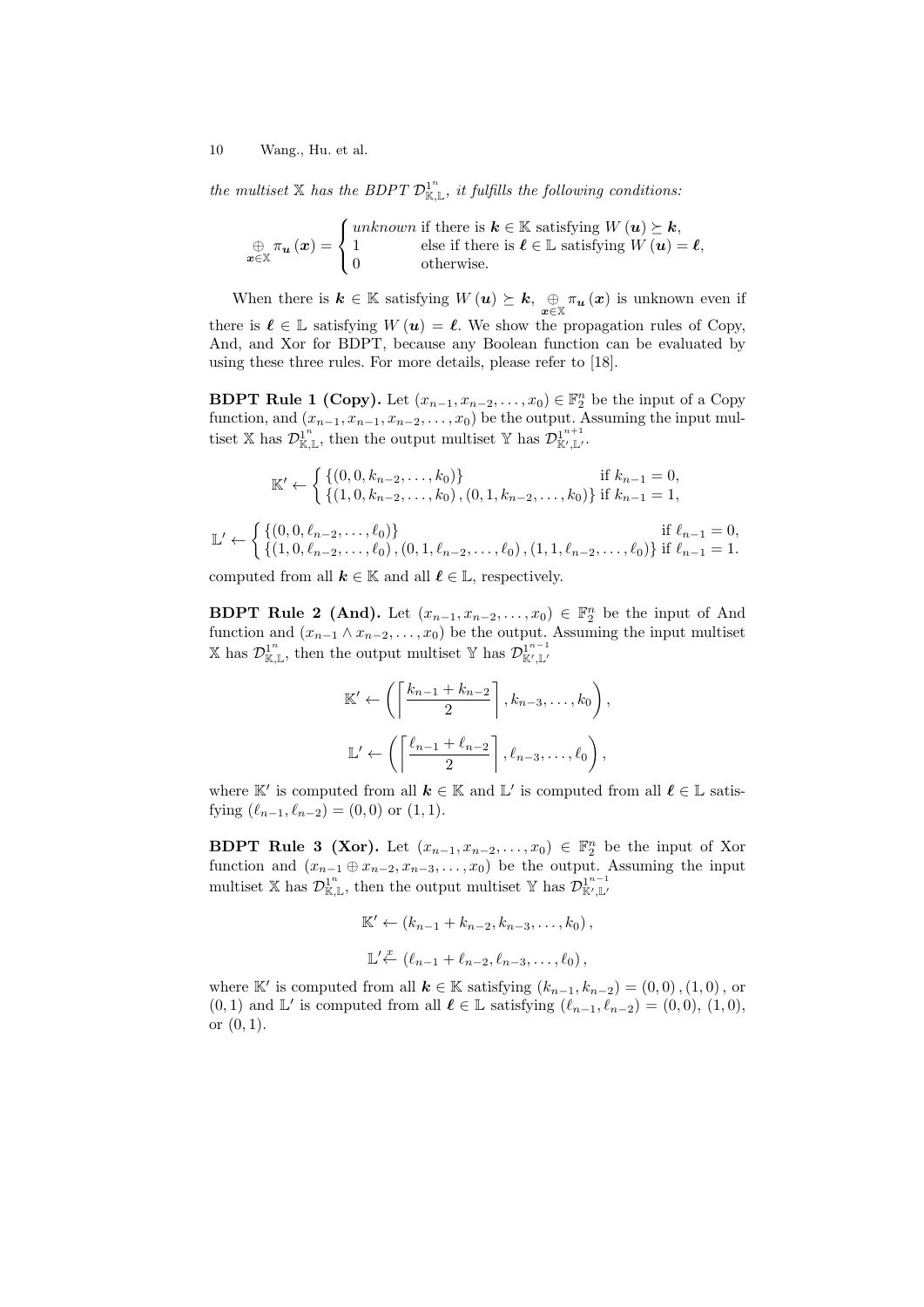*the multiset $\mathbb{X}$ has the BDPT $\mathcal{D}^{1^n}_{\mathbb{K},\mathbb{L}}$, it fulfills the following conditions:*

$$\underset{\boldsymbol{x}\in\mathbb{X}}{\oplus}\pi_{\boldsymbol{u}}(\boldsymbol{x}) = \begin{cases} \textit{unknown} \text{ if there is } \boldsymbol{k}\in\mathbb{K} \text{ satisfying } W(\boldsymbol{u}) \succeq \boldsymbol{k}, \\ 1 \qquad\quad\; \text{else if there is } \boldsymbol{\ell}\in\mathbb{L} \text{ satisfying } W(\boldsymbol{u}) = \boldsymbol{\ell}, \\ 0 \qquad\quad\; \text{otherwise.} \end{cases}$$

When there is $\boldsymbol{k}\in\mathbb{K}$ satisfying $W(\boldsymbol{u}) \succeq \boldsymbol{k}$, $\underset{\boldsymbol{x}\in\mathbb{X}}{\oplus}\pi_{\boldsymbol{u}}(\boldsymbol{x})$ is unknown even if there is $\boldsymbol{\ell}\in\mathbb{L}$ satisfying $W(\boldsymbol{u}) = \boldsymbol{\ell}$. We show the propagation rules of Copy, And, and Xor for BDPT, because any Boolean function can be evaluated by using these three rules. For more details, please refer to [18].

**BDPT Rule 1 (Copy).** Let $(x_{n-1}, x_{n-2}, \ldots, x_0) \in \mathbb{F}_2^n$ be the input of a Copy function, and $(x_{n-1}, x_{n-1}, x_{n-2}, \ldots, x_0)$ be the output. Assuming the input multiset $\mathbb{X}$ has $\mathcal{D}^{1^n}_{\mathbb{K},\mathbb{L}}$, then the output multiset $\mathbb{Y}$ has $\mathcal{D}^{1^{n+1}}_{\mathbb{K}',\mathbb{L}'}$.

$$\mathbb{K}' \leftarrow \begin{cases} \{(0,0,k_{n-2},\ldots,k_0)\} & \text{if } k_{n-1}=0, \\ \{(1,0,k_{n-2},\ldots,k_0),(0,1,k_{n-2},\ldots,k_0)\} & \text{if } k_{n-1}=1, \end{cases}$$

$$\mathbb{L}' \leftarrow \begin{cases} \{(0,0,\ell_{n-2},\ldots,\ell_0)\} & \text{if } \ell_{n-1}=0, \\ \{(1,0,\ell_{n-2},\ldots,\ell_0),(0,1,\ell_{n-2},\ldots,\ell_0),(1,1,\ell_{n-2},\ldots,\ell_0)\} & \text{if } \ell_{n-1}=1. \end{cases}$$

computed from all $\boldsymbol{k}\in\mathbb{K}$ and all $\boldsymbol{\ell}\in\mathbb{L}$, respectively.

**BDPT Rule 2 (And).** Let $(x_{n-1}, x_{n-2}, \ldots, x_0) \in \mathbb{F}_2^n$ be the input of And function and $(x_{n-1}\wedge x_{n-2}, \ldots, x_0)$ be the output. Assuming the input multiset $\mathbb{X}$ has $\mathcal{D}^{1^n}_{\mathbb{K},\mathbb{L}}$, then the output multiset $\mathbb{Y}$ has $\mathcal{D}^{1^{n-1}}_{\mathbb{K}',\mathbb{L}'}$

$$\mathbb{K}' \leftarrow \left(\left\lceil \frac{k_{n-1}+k_{n-2}}{2}\right\rceil, k_{n-3},\ldots,k_0\right),$$

$$\mathbb{L}' \leftarrow \left(\left\lceil \frac{\ell_{n-1}+\ell_{n-2}}{2}\right\rceil, \ell_{n-3},\ldots,\ell_0\right),$$

where $\mathbb{K}'$ is computed from all $\boldsymbol{k}\in\mathbb{K}$ and $\mathbb{L}'$ is computed from all $\boldsymbol{\ell}\in\mathbb{L}$ satisfying $(\ell_{n-1},\ell_{n-2}) = (0,0)$ or $(1,1)$.

**BDPT Rule 3 (Xor).** Let $(x_{n-1}, x_{n-2}, \ldots, x_0) \in \mathbb{F}_2^n$ be the input of Xor function and $(x_{n-1}\oplus x_{n-2}, x_{n-3}, \ldots, x_0)$ be the output. Assuming the input multiset $\mathbb{X}$ has $\mathcal{D}^{1^n}_{\mathbb{K},\mathbb{L}}$, then the output multiset $\mathbb{Y}$ has $\mathcal{D}^{1^{n-1}}_{\mathbb{K}',\mathbb{L}'}$

$$\mathbb{K}' \leftarrow (k_{n-1}+k_{n-2}, k_{n-3},\ldots,k_0),$$

$$\mathbb{L}' \xleftarrow{x} (\ell_{n-1}+\ell_{n-2}, \ell_{n-3},\ldots,\ell_0),$$

where $\mathbb{K}'$ is computed from all $\boldsymbol{k}\in\mathbb{K}$ satisfying $(k_{n-1},k_{n-2}) = (0,0), (1,0)$, or $(0,1)$ and $\mathbb{L}'$ is computed from all $\boldsymbol{\ell}\in\mathbb{L}$ satisfying $(\ell_{n-1},\ell_{n-2}) = (0,0)$, $(1,0)$, or $(0,1)$.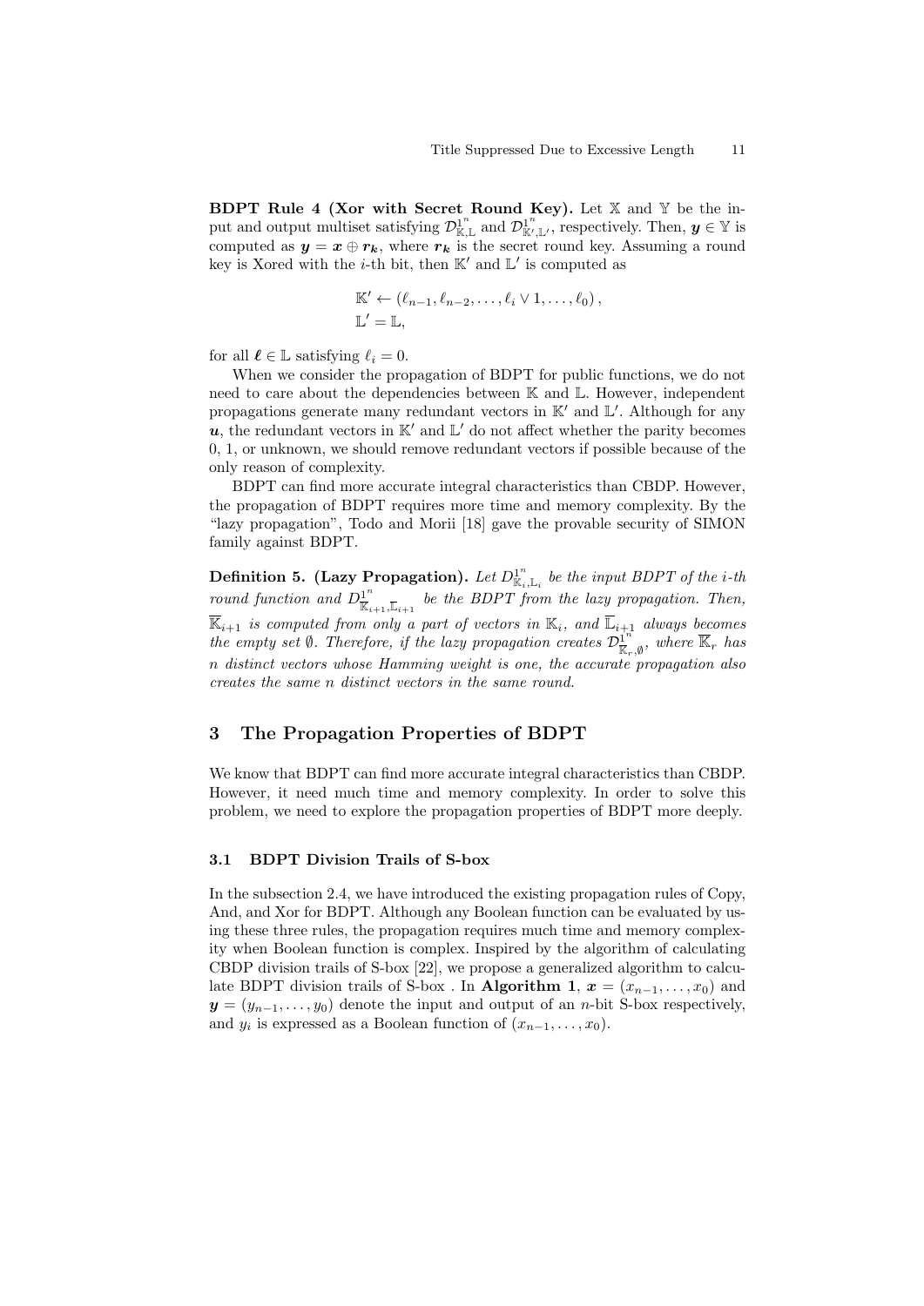**BDPT Rule 4 (Xor with Secret Round Key).** Let $\mathbb{X}$ and $\mathbb{Y}$ be the input and output multiset satisfying $\mathcal{D}^{1^n}_{\mathbb{K},\mathbb{L}}$ and $\mathcal{D}^{1^n}_{\mathbb{K}',\mathbb{L}'}$, respectively. Then, $\boldsymbol{y} \in \mathbb{Y}$ is computed as $\boldsymbol{y} = \boldsymbol{x} \oplus \boldsymbol{r_k}$, where $\boldsymbol{r_k}$ is the secret round key. Assuming a round key is Xored with the $i$-th bit, then $\mathbb{K}'$ and $\mathbb{L}'$ is computed as

$$\mathbb{K}' \leftarrow (\ell_{n-1}, \ell_{n-2}, \ldots, \ell_i \vee 1, \ldots, \ell_0),$$
$$\mathbb{L}' = \mathbb{L},$$

for all $\boldsymbol{\ell} \in \mathbb{L}$ satisfying $\ell_i = 0$.

When we consider the propagation of BDPT for public functions, we do not need to care about the dependencies between $\mathbb{K}$ and $\mathbb{L}$. However, independent propagations generate many redundant vectors in $\mathbb{K}'$ and $\mathbb{L}'$. Although for any $\boldsymbol{u}$, the redundant vectors in $\mathbb{K}'$ and $\mathbb{L}'$ do not affect whether the parity becomes 0, 1, or unknown, we should remove redundant vectors if possible because of the only reason of complexity.

BDPT can find more accurate integral characteristics than CBDP. However, the propagation of BDPT requires more time and memory complexity. By the "lazy propagation", Todo and Morii [18] gave the provable security of SIMON family against BDPT.

**Definition 5. (Lazy Propagation).** *Let $D^{1^n}_{\mathbb{K}_i,\mathbb{L}_i}$ be the input BDPT of the $i$-th round function and $D^{1^n}_{\overline{\mathbb{K}}_{i+1},\overline{\mathbb{L}}_{i+1}}$ be the BDPT from the lazy propagation. Then, $\overline{\mathbb{K}}_{i+1}$ is computed from only a part of vectors in $\mathbb{K}_i$, and $\overline{\mathbb{L}}_{i+1}$ always becomes the empty set $\emptyset$. Therefore, if the lazy propagation creates $\mathcal{D}^{1^n}_{\overline{\mathbb{K}}_r,\emptyset}$, where $\overline{\mathbb{K}}_r$ has $n$ distinct vectors whose Hamming weight is one, the accurate propagation also creates the same $n$ distinct vectors in the same round.*

## 3 The Propagation Properties of BDPT

We know that BDPT can find more accurate integral characteristics than CBDP. However, it need much time and memory complexity. In order to solve this problem, we need to explore the propagation properties of BDPT more deeply.

### 3.1 BDPT Division Trails of S-box

In the subsection 2.4, we have introduced the existing propagation rules of Copy, And, and Xor for BDPT. Although any Boolean function can be evaluated by using these three rules, the propagation requires much time and memory complexity when Boolean function is complex. Inspired by the algorithm of calculating CBDP division trails of S-box [22], we propose a generalized algorithm to calculate BDPT division trails of S-box . In **Algorithm 1**, $\boldsymbol{x} = (x_{n-1}, \ldots, x_0)$ and $\boldsymbol{y} = (y_{n-1}, \ldots, y_0)$ denote the input and output of an $n$-bit S-box respectively, and $y_i$ is expressed as a Boolean function of $(x_{n-1}, \ldots, x_0)$.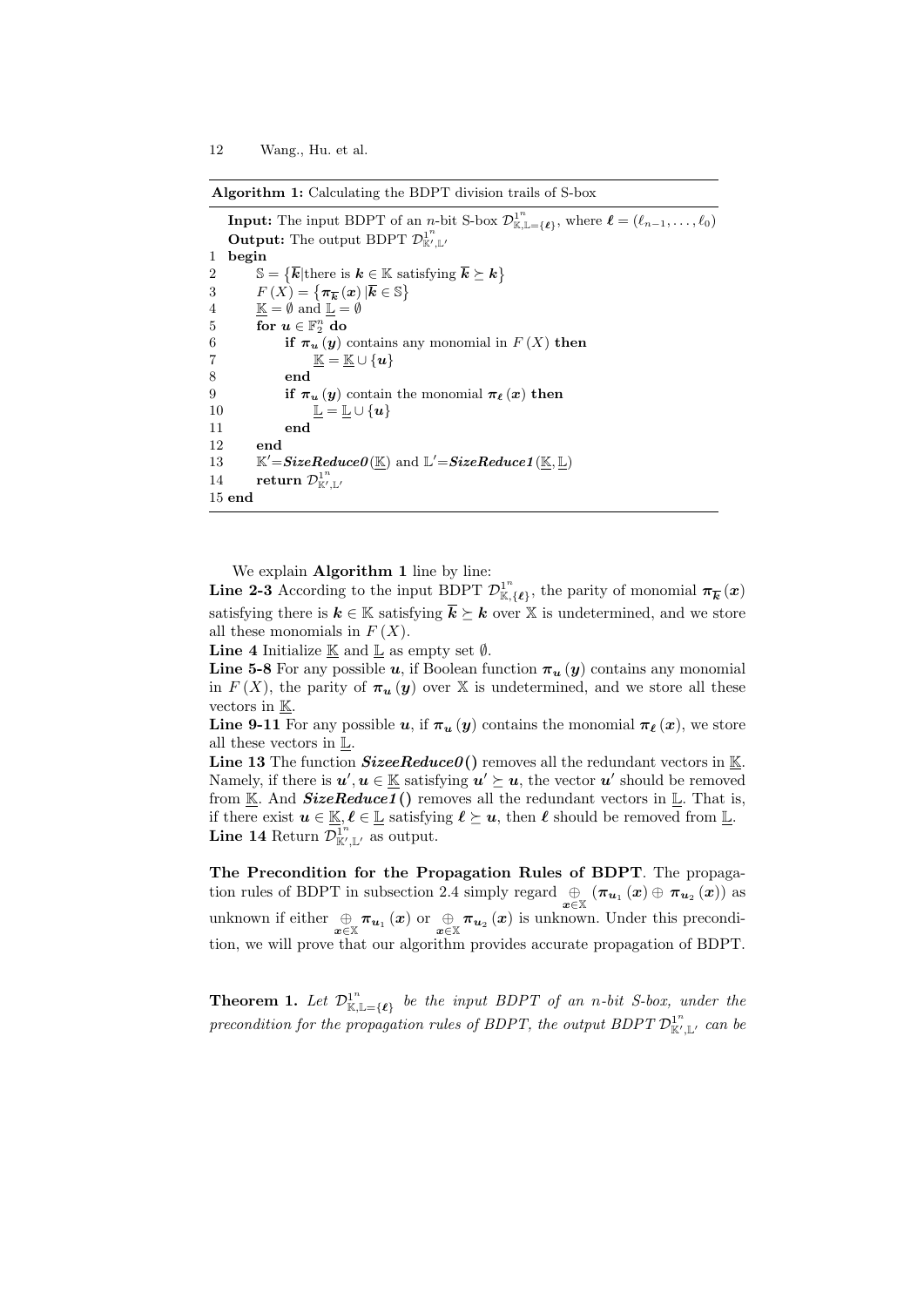**Algorithm 1:** Calculating the BDPT division trails of S-box

```
   Input: The input BDPT of an n-bit S-box D^{1^n}_{K,L={ℓ}}, where ℓ = (ℓ_{n-1}, ..., ℓ_0)
   Output: The output BDPT D^{1^n}_{K',L'}
1  begin
2      S = { k̄ | there is k ∈ K satisfying k̄ ⪰ k }
3      F(X) = { π_k̄(x) | k̄ ∈ S }
4      K_ = ∅ and L_ = ∅
5      for u ∈ F_2^n do
6          if π_u(y) contains any monomial in F(X) then
7              K_ = K_ ∪ {u}
8          end
9          if π_u(y) contain the monomial π_ℓ(x) then
10             L_ = L_ ∪ {u}
11         end
12     end
13     K' = SizeReduce0(K_) and L' = SizeReduce1(K_, L_)
14     return D^{1^n}_{K',L'}
15 end
```

We explain **Algorithm 1** line by line:

**Line 2-3** According to the input BDPT $\mathcal{D}^{1^n}_{\mathbb{K},\{\boldsymbol{\ell}\}}$, the parity of monomial $\boldsymbol{\pi}_{\overline{\boldsymbol{k}}}(\boldsymbol{x})$ satisfying there is $\boldsymbol{k} \in \mathbb{K}$ satisfying $\overline{\boldsymbol{k}} \succeq \boldsymbol{k}$ over $\mathbb{X}$ is undetermined, and we store all these monomials in $F(X)$.

**Line 4** Initialize $\underline{\mathbb{K}}$ and $\underline{\mathbb{L}}$ as empty set $\emptyset$.

**Line 5-8** For any possible $\boldsymbol{u}$, if Boolean function $\boldsymbol{\pi}_{\boldsymbol{u}}(\boldsymbol{y})$ contains any monomial in $F(X)$, the parity of $\boldsymbol{\pi}_{\boldsymbol{u}}(\boldsymbol{y})$ over $\mathbb{X}$ is undetermined, and we store all these vectors in $\underline{\mathbb{K}}$.

**Line 9-11** For any possible $\boldsymbol{u}$, if $\boldsymbol{\pi}_{\boldsymbol{u}}(\boldsymbol{y})$ contains the monomial $\boldsymbol{\pi}_{\boldsymbol{\ell}}(\boldsymbol{x})$, we store all these vectors in $\underline{\mathbb{L}}$.

**Line 13** The function ***SizeeReduce0()*** removes all the redundant vectors in $\underline{\mathbb{K}}$. Namely, if there is $\boldsymbol{u}', \boldsymbol{u} \in \underline{\mathbb{K}}$ satisfying $\boldsymbol{u}' \succeq \boldsymbol{u}$, the vector $\boldsymbol{u}'$ should be removed from $\underline{\mathbb{K}}$. And ***SizeReduce1()*** removes all the redundant vectors in $\underline{\mathbb{L}}$. That is, if there exist $\boldsymbol{u} \in \underline{\mathbb{K}}, \boldsymbol{\ell} \in \underline{\mathbb{L}}$ satisfying $\boldsymbol{\ell} \succeq \boldsymbol{u}$, then $\boldsymbol{\ell}$ should be removed from $\underline{\mathbb{L}}$.

**Line 14** Return $\mathcal{D}^{1^n}_{\mathbb{K}',\mathbb{L}'}$ as output.

**The Precondition for the Propagation Rules of BDPT**. The propagation rules of BDPT in subsection 2.4 simply regard $\underset{\boldsymbol{x}\in\mathbb{X}}{\oplus}(\boldsymbol{\pi}_{\boldsymbol{u}_1}(\boldsymbol{x}) \oplus \boldsymbol{\pi}_{\boldsymbol{u}_2}(\boldsymbol{x}))$ as unknown if either $\underset{\boldsymbol{x}\in\mathbb{X}}{\oplus}\boldsymbol{\pi}_{\boldsymbol{u}_1}(\boldsymbol{x})$ or $\underset{\boldsymbol{x}\in\mathbb{X}}{\oplus}\boldsymbol{\pi}_{\boldsymbol{u}_2}(\boldsymbol{x})$ is unknown. Under this precondition, we will prove that our algorithm provides accurate propagation of BDPT.

**Theorem 1.** *Let $\mathcal{D}^{1^n}_{\mathbb{K},\mathbb{L}=\{\boldsymbol{\ell}\}}$ be the input BDPT of an n-bit S-box, under the precondition for the propagation rules of BDPT, the output BDPT $\mathcal{D}^{1^n}_{\mathbb{K}',\mathbb{L}'}$ can be*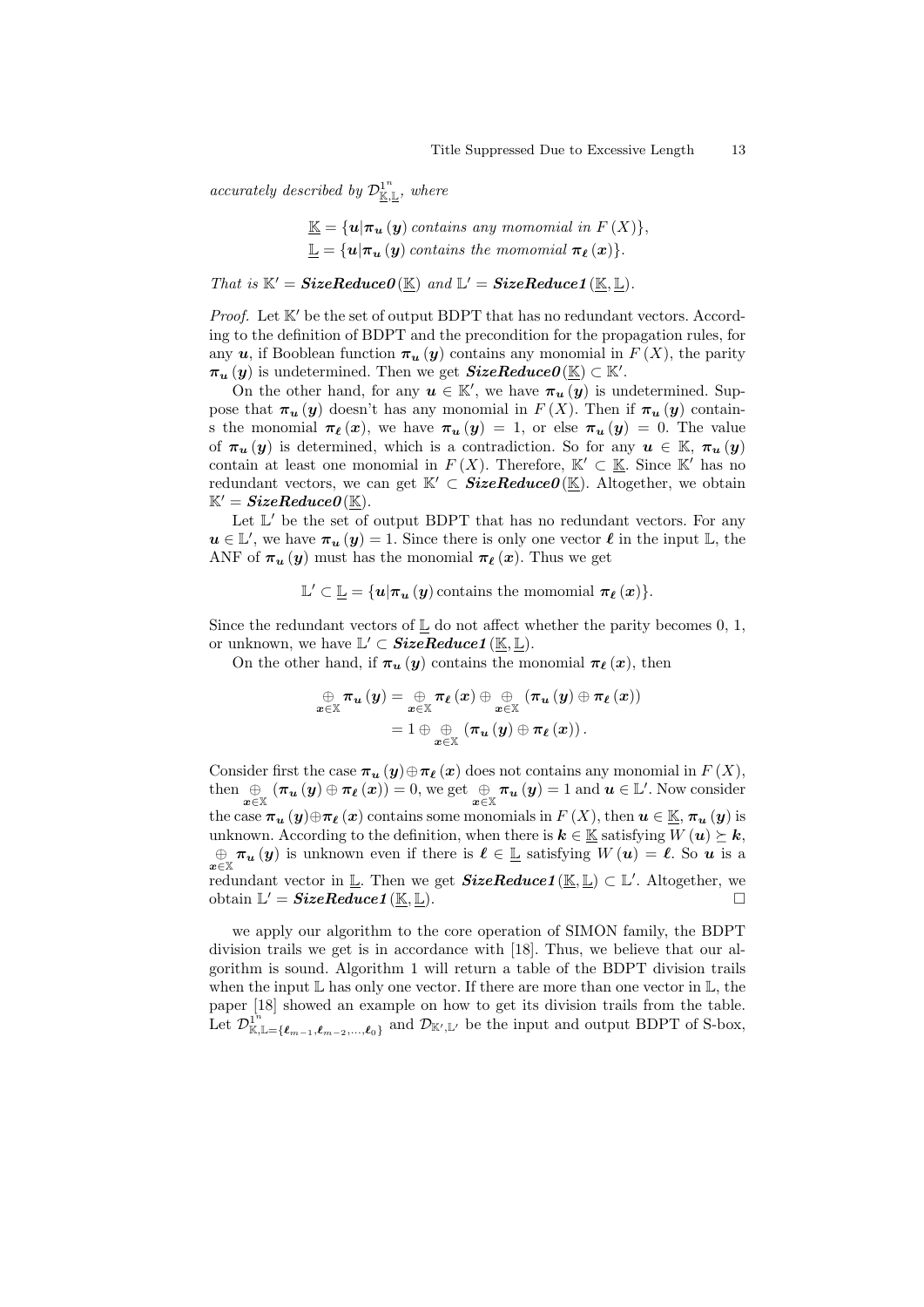*accurately described by* $\mathcal{D}^{1^n}_{\underline{\mathbb{K}},\underline{\mathbb{L}}}$, *where*

$$\underline{\mathbb{K}} = \{\boldsymbol{u}|\boldsymbol{\pi_u}(\boldsymbol{y}) \text{ contains any momomial in } F(X)\},$$
$$\underline{\mathbb{L}} = \{\boldsymbol{u}|\boldsymbol{\pi_u}(\boldsymbol{y}) \text{ contains the momomial } \boldsymbol{\pi_\ell}(\boldsymbol{x})\}.$$

*That is* $\mathbb{K}' = \textbf{\textit{SizeReduce0}}(\underline{\mathbb{K}})$ *and* $\mathbb{L}' = \textbf{\textit{SizeReduce1}}(\underline{\mathbb{K}}, \underline{\mathbb{L}})$.

*Proof.* Let $\mathbb{K}'$ be the set of output BDPT that has no redundant vectors. According to the definition of BDPT and the precondition for the propagation rules, for any $\boldsymbol{u}$, if Booblean function $\boldsymbol{\pi_u}(\boldsymbol{y})$ contains any monomial in $F(X)$, the parity $\boldsymbol{\pi_u}(\boldsymbol{y})$ is undetermined. Then we get $\textbf{\textit{SizeReduce0}}(\underline{\mathbb{K}}) \subset \mathbb{K}'$.

On the other hand, for any $\boldsymbol{u} \in \mathbb{K}'$, we have $\boldsymbol{\pi_u}(\boldsymbol{y})$ is undetermined. Suppose that $\boldsymbol{\pi_u}(\boldsymbol{y})$ doesn't has any monomial in $F(X)$. Then if $\boldsymbol{\pi_u}(\boldsymbol{y})$ contains the monomial $\boldsymbol{\pi_\ell}(\boldsymbol{x})$, we have $\boldsymbol{\pi_u}(\boldsymbol{y}) = 1$, or else $\boldsymbol{\pi_u}(\boldsymbol{y}) = 0$. The value of $\boldsymbol{\pi_u}(\boldsymbol{y})$ is determined, which is a contradiction. So for any $\boldsymbol{u} \in \mathbb{K}$, $\boldsymbol{\pi_u}(\boldsymbol{y})$ contain at least one monomial in $F(X)$. Therefore, $\mathbb{K}' \subset \underline{\mathbb{K}}$. Since $\mathbb{K}'$ has no redundant vectors, we can get $\mathbb{K}' \subset \textbf{\textit{SizeReduce0}}(\underline{\mathbb{K}})$. Altogether, we obtain $\mathbb{K}' = \textbf{\textit{SizeReduce0}}(\underline{\mathbb{K}})$.

Let $\mathbb{L}'$ be the set of output BDPT that has no redundant vectors. For any $\boldsymbol{u} \in \mathbb{L}'$, we have $\boldsymbol{\pi_u}(\boldsymbol{y}) = 1$. Since there is only one vector $\boldsymbol{\ell}$ in the input $\mathbb{L}$, the ANF of $\boldsymbol{\pi_u}(\boldsymbol{y})$ must has the monomial $\boldsymbol{\pi_\ell}(\boldsymbol{x})$. Thus we get

$$\mathbb{L}' \subset \underline{\mathbb{L}} = \{\boldsymbol{u}|\boldsymbol{\pi_u}(\boldsymbol{y}) \text{ contains the momomial } \boldsymbol{\pi_\ell}(\boldsymbol{x})\}.$$

Since the redundant vectors of $\underline{\mathbb{L}}$ do not affect whether the parity becomes 0, 1, or unknown, we have $\mathbb{L}' \subset \textbf{\textit{SizeReduce1}}(\underline{\mathbb{K}}, \underline{\mathbb{L}})$.

On the other hand, if $\boldsymbol{\pi_u}(\boldsymbol{y})$ contains the monomial $\boldsymbol{\pi_\ell}(\boldsymbol{x})$, then

$$\begin{aligned}\underset{\boldsymbol{x}\in\mathbb{X}}{\oplus} \boldsymbol{\pi_u}(\boldsymbol{y}) &= \underset{\boldsymbol{x}\in\mathbb{X}}{\oplus} \boldsymbol{\pi_\ell}(\boldsymbol{x}) \oplus \underset{\boldsymbol{x}\in\mathbb{X}}{\oplus} (\boldsymbol{\pi_u}(\boldsymbol{y}) \oplus \boldsymbol{\pi_\ell}(\boldsymbol{x})) \\ &= 1 \oplus \underset{\boldsymbol{x}\in\mathbb{X}}{\oplus} (\boldsymbol{\pi_u}(\boldsymbol{y}) \oplus \boldsymbol{\pi_\ell}(\boldsymbol{x})).\end{aligned}$$

Consider first the case $\boldsymbol{\pi_u}(\boldsymbol{y}) \oplus \boldsymbol{\pi_\ell}(\boldsymbol{x})$ does not contains any monomial in $F(X)$, then $\underset{\boldsymbol{x}\in\mathbb{X}}{\oplus} (\boldsymbol{\pi_u}(\boldsymbol{y}) \oplus \boldsymbol{\pi_\ell}(\boldsymbol{x})) = 0$, we get $\underset{\boldsymbol{x}\in\mathbb{X}}{\oplus} \boldsymbol{\pi_u}(\boldsymbol{y}) = 1$ and $\boldsymbol{u} \in \mathbb{L}'$. Now consider the case $\boldsymbol{\pi_u}(\boldsymbol{y}) \oplus \boldsymbol{\pi_\ell}(\boldsymbol{x})$ contains some monomials in $F(X)$, then $\boldsymbol{u} \in \underline{\mathbb{K}}$, $\boldsymbol{\pi_u}(\boldsymbol{y})$ is unknown. According to the definition, when there is $\boldsymbol{k} \in \underline{\mathbb{K}}$ satisfying $W(\boldsymbol{u}) \succeq \boldsymbol{k}$, $\underset{\boldsymbol{x}\in\mathbb{X}}{\oplus} \boldsymbol{\pi_u}(\boldsymbol{y})$ is unknown even if there is $\boldsymbol{\ell} \in \underline{\mathbb{L}}$ satisfying $W(\boldsymbol{u}) = \boldsymbol{\ell}$. So $\boldsymbol{u}$ is a redundant vector in $\underline{\mathbb{L}}$. Then we get $\textbf{\textit{SizeReduce1}}(\underline{\mathbb{K}}, \underline{\mathbb{L}}) \subset \mathbb{L}'$. Altogether, we obtain $\mathbb{L}' = \textbf{\textit{SizeReduce1}}(\underline{\mathbb{K}}, \underline{\mathbb{L}})$. □

we apply our algorithm to the core operation of SIMON family, the BDPT division trails we get is in accordance with [18]. Thus, we believe that our algorithm is sound. Algorithm 1 will return a table of the BDPT division trails when the input $\mathbb{L}$ has only one vector. If there are more than one vector in $\mathbb{L}$, the paper [18] showed an example on how to get its division trails from the table. Let $\mathcal{D}^{1^n}_{\mathbb{K},\mathbb{L}=\{\boldsymbol{\ell}_{m-1},\boldsymbol{\ell}_{m-2},\ldots,\boldsymbol{\ell}_0\}}$ and $\mathcal{D}_{\mathbb{K}',\mathbb{L}'}$ be the input and output BDPT of S-box,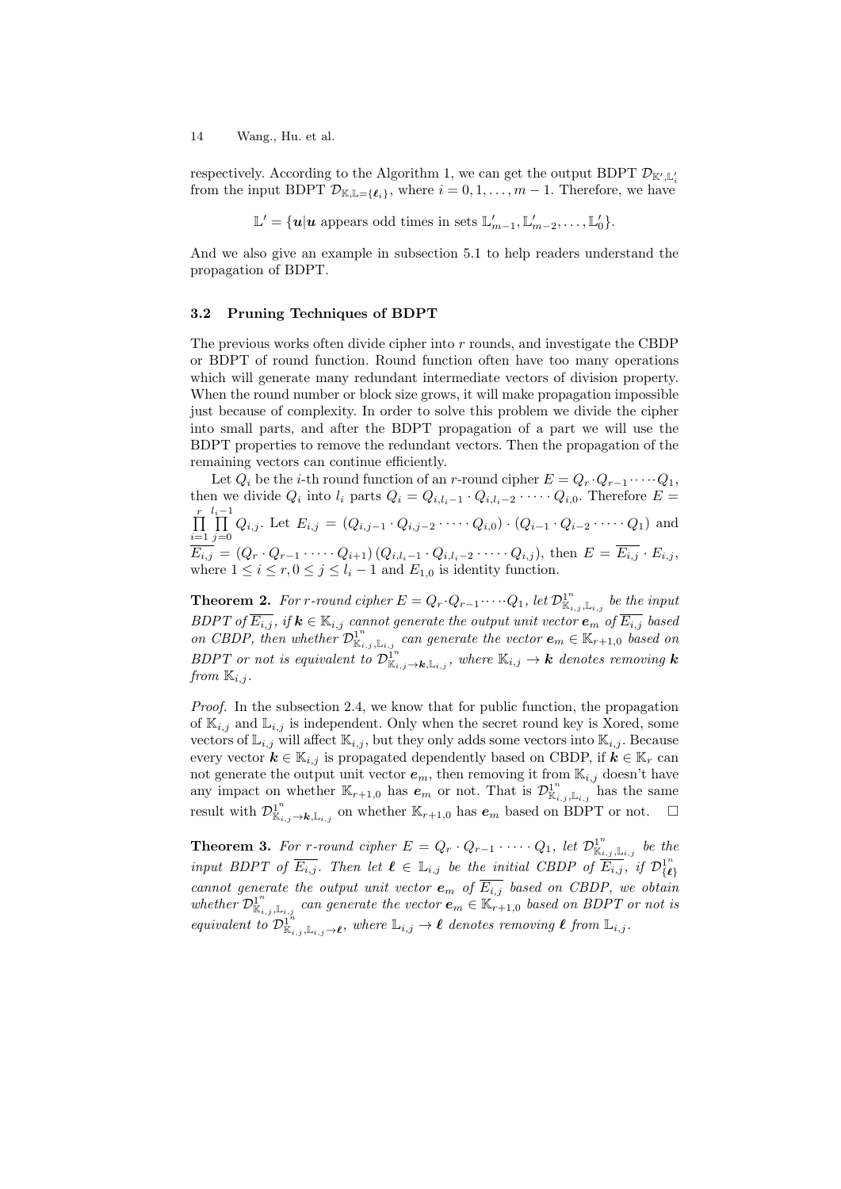respectively. According to the Algorithm 1, we can get the output BDPT $\mathcal{D}_{\mathbb{K}',\mathbb{L}'_i}$ from the input BDPT $\mathcal{D}_{\mathbb{K},\mathbb{L}=\{\boldsymbol{\ell}_i\}}$, where $i = 0, 1, \ldots, m-1$. Therefore, we have

$$\mathbb{L}' = \{\boldsymbol{u}|\boldsymbol{u} \text{ appears odd times in sets } \mathbb{L}'_{m-1}, \mathbb{L}'_{m-2}, \ldots, \mathbb{L}'_0\}.$$

And we also give an example in subsection 5.1 to help readers understand the propagation of BDPT.

### 3.2 Pruning Techniques of BDPT

The previous works often divide cipher into $r$ rounds, and investigate the CBDP or BDPT of round function. Round function often have too many operations which will generate many redundant intermediate vectors of division property. When the round number or block size grows, it will make propagation impossible just because of complexity. In order to solve this problem we divide the cipher into small parts, and after the BDPT propagation of a part we will use the BDPT properties to remove the redundant vectors. Then the propagation of the remaining vectors can continue efficiently.

Let $Q_i$ be the $i$-th round function of an $r$-round cipher $E = Q_r \cdot Q_{r-1} \cdot \cdots \cdot Q_1$, then we divide $Q_i$ into $l_i$ parts $Q_i = Q_{i,l_i-1} \cdot Q_{i,l_i-2} \cdot \cdots \cdot Q_{i,0}$. Therefore $E = \prod_{i=1}^{r} \prod_{j=0}^{l_i-1} Q_{i,j}$. Let $E_{i,j} = (Q_{i,j-1} \cdot Q_{i,j-2} \cdot \cdots \cdot Q_{i,0}) \cdot (Q_{i-1} \cdot Q_{i-2} \cdot \cdots \cdot Q_1)$ and $\overline{E_{i,j}} = (Q_r \cdot Q_{r-1} \cdot \cdots \cdot Q_{i+1})(Q_{i,l_i-1} \cdot Q_{i,l_i-2} \cdot \cdots \cdot Q_{i,j})$, then $E = \overline{E_{i,j}} \cdot E_{i,j}$, where $1 \le i \le r, 0 \le j \le l_i - 1$ and $E_{1,0}$ is identity function.

**Theorem 2.** *For $r$-round cipher $E = Q_r \cdot Q_{r-1} \cdot \cdots \cdot Q_1$, let $\mathcal{D}^{1^n}_{\mathbb{K}_{i,j},\mathbb{L}_{i,j}}$ be the input BDPT of $\overline{E_{i,j}}$, if $\boldsymbol{k} \in \mathbb{K}_{i,j}$ cannot generate the output unit vector $\boldsymbol{e}_m$ of $\overline{E_{i,j}}$ based on CBDP, then whether $\mathcal{D}^{1^n}_{\mathbb{K}_{i,j},\mathbb{L}_{i,j}}$ can generate the vector $\boldsymbol{e}_m \in \mathbb{K}_{r+1,0}$ based on BDPT or not is equivalent to $\mathcal{D}^{1^n}_{\mathbb{K}_{i,j}\to\boldsymbol{k},\mathbb{L}_{i,j}}$, where $\mathbb{K}_{i,j} \to \boldsymbol{k}$ denotes removing $\boldsymbol{k}$ from $\mathbb{K}_{i,j}$.*

*Proof.* In the subsection 2.4, we know that for public function, the propagation of $\mathbb{K}_{i,j}$ and $\mathbb{L}_{i,j}$ is independent. Only when the secret round key is Xored, some vectors of $\mathbb{L}_{i,j}$ will affect $\mathbb{K}_{i,j}$, but they only adds some vectors into $\mathbb{K}_{i,j}$. Because every vector $\boldsymbol{k} \in \mathbb{K}_{i,j}$ is propagated dependently based on CBDP, if $\boldsymbol{k} \in \mathbb{K}_r$ can not generate the output unit vector $\boldsymbol{e}_m$, then removing it from $\mathbb{K}_{i,j}$ doesn't have any impact on whether $\mathbb{K}_{r+1,0}$ has $\boldsymbol{e}_m$ or not. That is $\mathcal{D}^{1^n}_{\mathbb{K}_{i,j},\mathbb{L}_{i,j}}$ has the same result with $\mathcal{D}^{1^n}_{\mathbb{K}_{i,j}\to\boldsymbol{k},\mathbb{L}_{i,j}}$ on whether $\mathbb{K}_{r+1,0}$ has $\boldsymbol{e}_m$ based on BDPT or not. $\square$

**Theorem 3.** *For $r$-round cipher $E = Q_r \cdot Q_{r-1} \cdot \cdots \cdot Q_1$, let $\mathcal{D}^{1^n}_{\mathbb{K}_{i,j},\mathbb{L}_{i,j}}$ be the input BDPT of $\overline{E_{i,j}}$. Then let $\boldsymbol{\ell} \in \mathbb{L}_{i,j}$ be the initial CBDP of $\overline{E_{i,j}}$, if $\mathcal{D}^{1^n}_{\{\boldsymbol{\ell}\}}$ cannot generate the output unit vector $\boldsymbol{e}_m$ of $\overline{E_{i,j}}$ based on CBDP, we obtain whether $\mathcal{D}^{1^n}_{\mathbb{K}_{i,j},\mathbb{L}_{i,j}}$ can generate the vector $\boldsymbol{e}_m \in \mathbb{K}_{r+1,0}$ based on BDPT or not is equivalent to $\mathcal{D}^{1^n}_{\mathbb{K}_{i,j},\mathbb{L}_{i,j}\to\boldsymbol{\ell}}$, where $\mathbb{L}_{i,j} \to \boldsymbol{\ell}$ denotes removing $\boldsymbol{\ell}$ from $\mathbb{L}_{i,j}$.*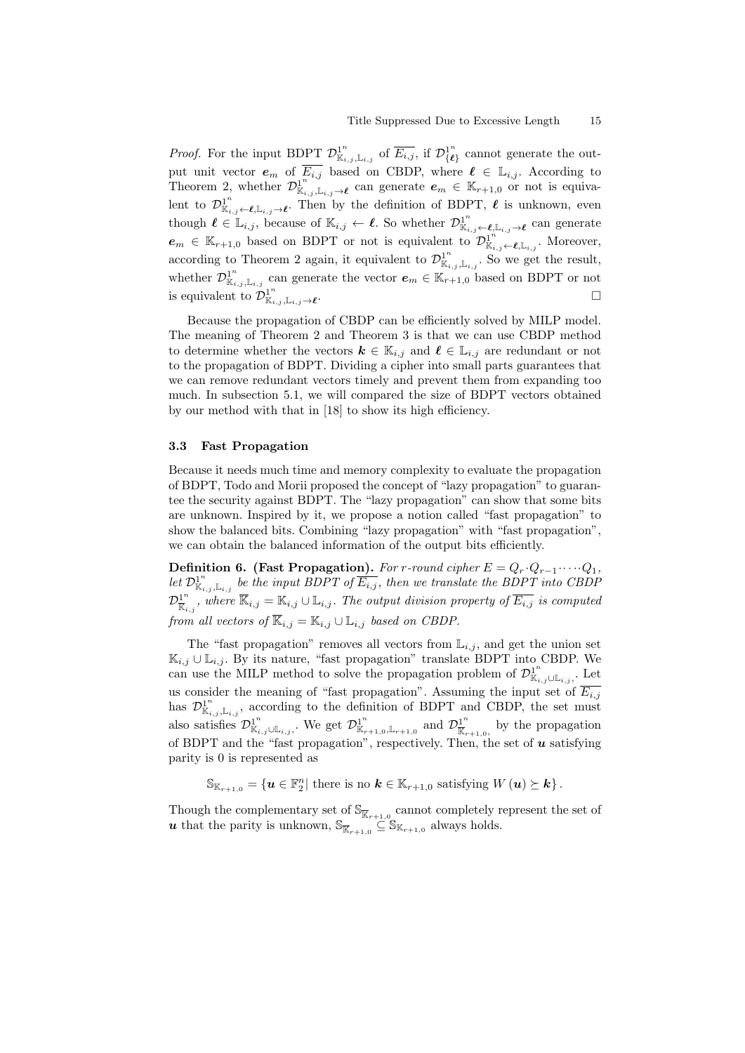*Proof.* For the input BDPT $\mathcal{D}^{1^n}_{\mathbb{K}_{i,j},\mathbb{L}_{i,j}}$ of $\overline{E_{i,j}}$, if $\mathcal{D}^{1^n}_{\{\boldsymbol{\ell}\}}$ cannot generate the output unit vector $\boldsymbol{e}_m$ of $\overline{E_{i,j}}$ based on CBDP, where $\boldsymbol{\ell} \in \mathbb{L}_{i,j}$. According to Theorem 2, whether $\mathcal{D}^{1^n}_{\mathbb{K}_{i,j},\mathbb{L}_{i,j}\rightarrow\boldsymbol{\ell}}$ can generate $\boldsymbol{e}_m \in \mathbb{K}_{r+1,0}$ or not is equivalent to $\mathcal{D}^{1^n}_{\mathbb{K}_{i,j}\leftarrow\boldsymbol{\ell},\mathbb{L}_{i,j}\rightarrow\boldsymbol{\ell}}$. Then by the definition of BDPT, $\boldsymbol{\ell}$ is unknown, even though $\boldsymbol{\ell} \in \mathbb{L}_{i,j}$, because of $\mathbb{K}_{i,j} \leftarrow \boldsymbol{\ell}$. So whether $\mathcal{D}^{1^n}_{\mathbb{K}_{i,j}\leftarrow\boldsymbol{\ell},\mathbb{L}_{i,j}\rightarrow\boldsymbol{\ell}}$ can generate $\boldsymbol{e}_m \in \mathbb{K}_{r+1,0}$ based on BDPT or not is equivalent to $\mathcal{D}^{1^n}_{\mathbb{K}_{i,j}\leftarrow\boldsymbol{\ell},\mathbb{L}_{i,j}}$. Moreover, according to Theorem 2 again, it equivalent to $\mathcal{D}^{1^n}_{\mathbb{K}_{i,j},\mathbb{L}_{i,j}}$. So we get the result, whether $\mathcal{D}^{1^n}_{\mathbb{K}_{i,j},\mathbb{L}_{i,j}}$ can generate the vector $\boldsymbol{e}_m \in \mathbb{K}_{r+1,0}$ based on BDPT or not is equivalent to $\mathcal{D}^{1^n}_{\mathbb{K}_{i,j},\mathbb{L}_{i,j}\rightarrow\boldsymbol{\ell}}$. □

Because the propagation of CBDP can be efficiently solved by MILP model. The meaning of Theorem 2 and Theorem 3 is that we can use CBDP method to determine whether the vectors $\boldsymbol{k} \in \mathbb{K}_{i,j}$ and $\boldsymbol{\ell} \in \mathbb{L}_{i,j}$ are redundant or not to the propagation of BDPT. Dividing a cipher into small parts guarantees that we can remove redundant vectors timely and prevent them from expanding too much. In subsection 5.1, we will compared the size of BDPT vectors obtained by our method with that in [18] to show its high efficiency.

### 3.3 Fast Propagation

Because it needs much time and memory complexity to evaluate the propagation of BDPT, Todo and Morii proposed the concept of "lazy propagation" to guarantee the security against BDPT. The "lazy propagation" can show that some bits are unknown. Inspired by it, we propose a notion called "fast propagation" to show the balanced bits. Combining "lazy propagation" with "fast propagation", we can obtain the balanced information of the output bits efficiently.

**Definition 6. (Fast Propagation).** *For r-round cipher $E = Q_r \cdot Q_{r-1} \cdot \cdots \cdot Q_1$, let $\mathcal{D}^{1^n}_{\mathbb{K}_{i,j},\mathbb{L}_{i,j}}$ be the input BDPT of $\overline{E_{i,j}}$, then we translate the BDPT into CBDP $\mathcal{D}^{1^n}_{\overline{\mathbb{K}}_{i,j}}$, where $\overline{\mathbb{K}}_{i,j} = \mathbb{K}_{i,j} \cup \mathbb{L}_{i,j}$. The output division property of $\overline{E_{i,j}}$ is computed from all vectors of $\overline{\mathbb{K}}_{i,j} = \mathbb{K}_{i,j} \cup \mathbb{L}_{i,j}$ based on CBDP.*

The "fast propagation" removes all vectors from $\mathbb{L}_{i,j}$, and get the union set $\mathbb{K}_{i,j} \cup \mathbb{L}_{i,j}$. By its nature, "fast propagation" translate BDPT into CBDP. We can use the MILP method to solve the propagation problem of $\mathcal{D}^{1^n}_{\mathbb{K}_{i,j}\cup\mathbb{L}_{i,j}}$. Let us consider the meaning of "fast propagation". Assuming the input set of $\overline{E_{i,j}}$ has $\mathcal{D}^{1^n}_{\mathbb{K}_{i,j},\mathbb{L}_{i,j}}$, according to the definition of BDPT and CBDP, the set must also satisfies $\mathcal{D}^{1^n}_{\mathbb{K}_{i,j}\cup\mathbb{L}_{i,j}}$. We get $\mathcal{D}^{1^n}_{\mathbb{K}_{r+1,0},\mathbb{L}_{r+1,0}}$ and $\mathcal{D}^{1^n}_{\overline{\mathbb{K}}_{r+1,0}}$ by the propagation of BDPT and the "fast propagation", respectively. Then, the set of $\boldsymbol{u}$ satisfying parity is 0 is represented as

$$\mathbb{S}_{\mathbb{K}_{r+1,0}} = \{\boldsymbol{u} \in \mathbb{F}_2^n | \text{ there is no } \boldsymbol{k} \in \mathbb{K}_{r+1,0} \text{ satisfying } W(\boldsymbol{u}) \succeq \boldsymbol{k}\}.$$

Though the complementary set of $\mathbb{S}_{\overline{\mathbb{K}}_{r+1,0}}$ cannot completely represent the set of $\boldsymbol{u}$ that the parity is unknown, $\mathbb{S}_{\overline{\mathbb{K}}_{r+1,0}} \subseteq \mathbb{S}_{\mathbb{K}_{r+1,0}}$ always holds.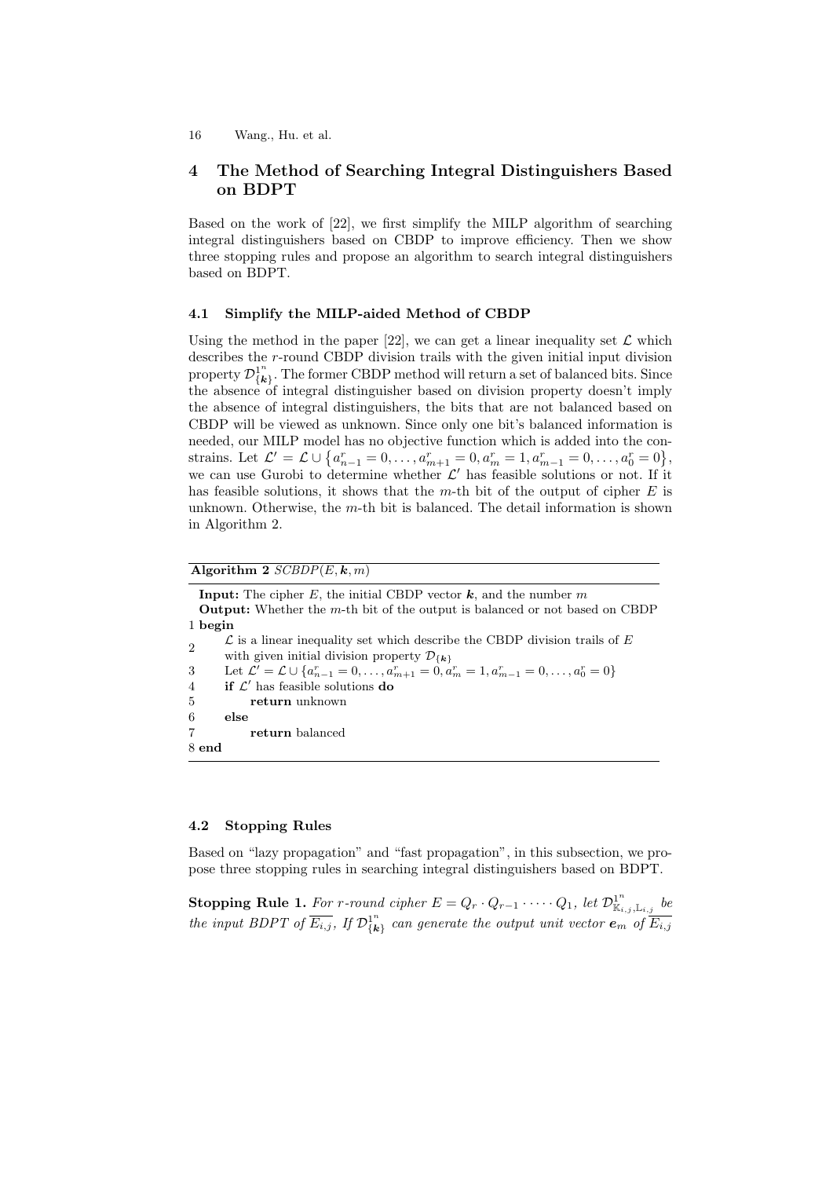## 4 The Method of Searching Integral Distinguishers Based on BDPT

Based on the work of [22], we first simplify the MILP algorithm of searching integral distinguishers based on CBDP to improve efficiency. Then we show three stopping rules and propose an algorithm to search integral distinguishers based on BDPT.

### 4.1 Simplify the MILP-aided Method of CBDP

Using the method in the paper [22], we can get a linear inequality set $\mathcal{L}$ which describes the $r$-round CBDP division trails with the given initial input division property $\mathcal{D}^{1^n}_{\{\boldsymbol{k}\}}$. The former CBDP method will return a set of balanced bits. Since the absence of integral distinguisher based on division property doesn't imply the absence of integral distinguishers, the bits that are not balanced based on CBDP will be viewed as unknown. Since only one bit's balanced information is needed, our MILP model has no objective function which is added into the constrains. Let $\mathcal{L}' = \mathcal{L} \cup \left\{a^r_{n-1} = 0, \ldots, a^r_{m+1} = 0, a^r_m = 1, a^r_{m-1} = 0, \ldots, a^r_0 = 0\right\}$, we can use Gurobi to determine whether $\mathcal{L}'$ has feasible solutions or not. If it has feasible solutions, it shows that the $m$-th bit of the output of cipher $E$ is unknown. Otherwise, the $m$-th bit is balanced. The detail information is shown in Algorithm 2.

**Algorithm 2** $SCBDP(E, \boldsymbol{k}, m)$

**Input:** The cipher $E$, the initial CBDP vector $\boldsymbol{k}$, and the number $m$
**Output:** Whether the $m$-th bit of the output is balanced or not based on CBDP

```
1 begin
2     L is a linear inequality set which describe the CBDP division trails of E
      with given initial division property D_{k}
3     Let L' = L ∪ {a^r_{n-1} = 0, ..., a^r_{m+1} = 0, a^r_m = 1, a^r_{m-1} = 0, ..., a^r_0 = 0}
4     if L' has feasible solutions do
5         return unknown
6     else
7         return balanced
8 end
```

### 4.2 Stopping Rules

Based on "lazy propagation" and "fast propagation", in this subsection, we propose three stopping rules in searching integral distinguishers based on BDPT.

**Stopping Rule 1.** *For $r$-round cipher $E = Q_r \cdot Q_{r-1} \cdot \cdots \cdot Q_1$, let $\mathcal{D}^{1^n}_{\mathbb{K}_{i,j},\mathbb{L}_{i,j}}$ be the input BDPT of $\overline{E_{i,j}}$. If $\mathcal{D}^{1^n}_{\{\boldsymbol{k}\}}$ can generate the output unit vector $\boldsymbol{e}_m$ of $\overline{E_{i,j}}$*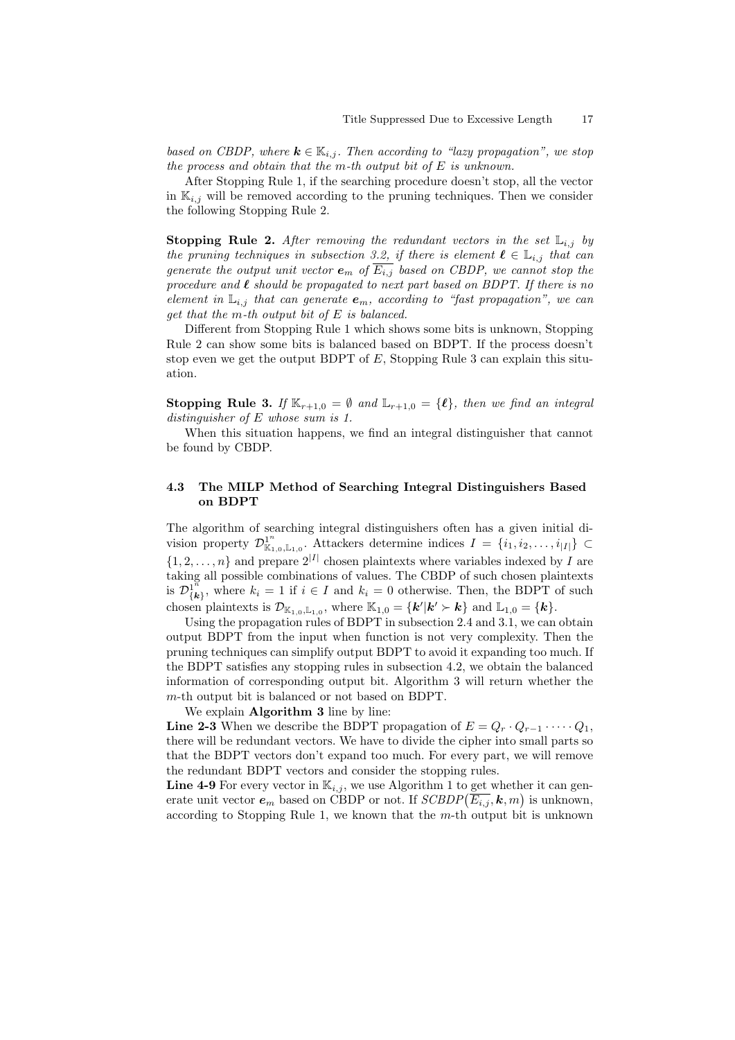*based on CBDP, where $\boldsymbol{k} \in \mathbb{K}_{i,j}$. Then according to "lazy propagation", we stop the process and obtain that the $m$-th output bit of $E$ is unknown.*

After Stopping Rule 1, if the searching procedure doesn't stop, all the vector in $\mathbb{K}_{i,j}$ will be removed according to the pruning techniques. Then we consider the following Stopping Rule 2.

**Stopping Rule 2.** *After removing the redundant vectors in the set $\mathbb{L}_{i,j}$ by the pruning techniques in subsection 3.2, if there is element $\boldsymbol{\ell} \in \mathbb{L}_{i,j}$ that can generate the output unit vector $\boldsymbol{e}_m$ of $\overline{E_{i,j}}$ based on CBDP, we cannot stop the procedure and $\boldsymbol{\ell}$ should be propagated to next part based on BDPT. If there is no element in $\mathbb{L}_{i,j}$ that can generate $\boldsymbol{e}_m$, according to "fast propagation", we can get that the $m$-th output bit of $E$ is balanced.*

Different from Stopping Rule 1 which shows some bits is unknown, Stopping Rule 2 can show some bits is balanced based on BDPT. If the process doesn't stop even we get the output BDPT of $E$, Stopping Rule 3 can explain this situation.

**Stopping Rule 3.** *If $\mathbb{K}_{r+1,0} = \emptyset$ and $\mathbb{L}_{r+1,0} = \{\boldsymbol{\ell}\}$, then we find an integral distinguisher of $E$ whose sum is 1.*

When this situation happens, we find an integral distinguisher that cannot be found by CBDP.

### 4.3 The MILP Method of Searching Integral Distinguishers Based on BDPT

The algorithm of searching integral distinguishers often has a given initial division property $\mathcal{D}^{1^n}_{\mathbb{K}_{1,0},\mathbb{L}_{1,0}}$. Attackers determine indices $I = \{i_1, i_2, \dots, i_{|I|}\} \subset \{1, 2, \dots, n\}$ and prepare $2^{|I|}$ chosen plaintexts where variables indexed by $I$ are taking all possible combinations of values. The CBDP of such chosen plaintexts is $\mathcal{D}^{1^n}_{\{\boldsymbol{k}\}}$, where $k_i = 1$ if $i \in I$ and $k_i = 0$ otherwise. Then, the BDPT of such chosen plaintexts is $\mathcal{D}_{\mathbb{K}_{1,0},\mathbb{L}_{1,0}}$, where $\mathbb{K}_{1,0} = \{\boldsymbol{k}' | \boldsymbol{k}' \succ \boldsymbol{k}\}$ and $\mathbb{L}_{1,0} = \{\boldsymbol{k}\}$.

Using the propagation rules of BDPT in subsection 2.4 and 3.1, we can obtain output BDPT from the input when function is not very complexity. Then the pruning techniques can simplify output BDPT to avoid it expanding too much. If the BDPT satisfies any stopping rules in subsection 4.2, we obtain the balanced information of corresponding output bit. Algorithm 3 will return whether the $m$-th output bit is balanced or not based on BDPT.

We explain **Algorithm 3** line by line:

**Line 2-3** When we describe the BDPT propagation of $E = Q_r \cdot Q_{r-1} \cdot \dots \cdot Q_1$, there will be redundant vectors. We have to divide the cipher into small parts so that the BDPT vectors don't expand too much. For every part, we will remove the redundant BDPT vectors and consider the stopping rules.

**Line 4-9** For every vector in $\mathbb{K}_{i,j}$, we use Algorithm 1 to get whether it can generate unit vector $\boldsymbol{e}_m$ based on CBDP or not. If $SCBDP(\overline{E_{i,j}}, \boldsymbol{k}, m)$ is unknown, according to Stopping Rule 1, we known that the $m$-th output bit is unknown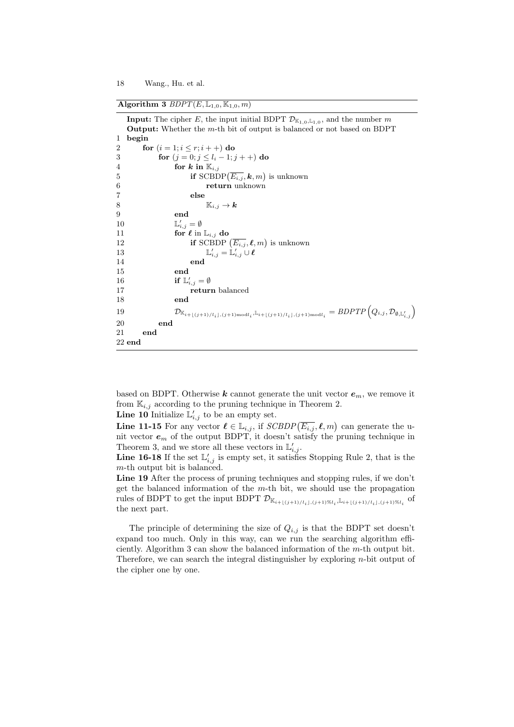**Algorithm 3** $BDPT(E, \mathbb{L}_{1,0}, \mathbb{K}_{1,0}, m)$

```
   Input: The cipher E, the input initial BDPT D_{K_{1,0},L_{1,0}}, and the number m
   Output: Whether the m-th bit of output is balanced or not based on BDPT
1  begin
2      for (i = 1; i ≤ r; i++) do
3          for (j = 0; j ≤ l_i − 1; j++) do
4              for k in K_{i,j}
5                  if SCBDP(\overline{E_{i,j}}, k, m) is unknown
6                      return unknown
7                  else
8                      K_{i,j} → k
9              end
10             L'_{i,j} = ∅
11             for ℓ in L_{i,j} do
12                 if SCBDP(\overline{E_{i,j}}, ℓ, m) is unknown
13                     L'_{i,j} = L'_{i,j} ∪ ℓ
14                 end
15             end
16             if L'_{i,j} = ∅
17                 return balanced
18             end
19             D_{K_{i+⌊(j+1)/l_i⌋,(j+1) mod l_i}, L_{i+⌊(j+1)/l_i⌋,(j+1) mod l_i}} = BDPTP(Q_{i,j}, D_{∅,L'_{i,j}})
20         end
21     end
22 end
```

based on BDPT. Otherwise $\boldsymbol{k}$ cannot generate the unit vector $\boldsymbol{e}_m$, we remove it from $\mathbb{K}_{i,j}$ according to the pruning technique in Theorem 2.

**Line 10** Initialize $\mathbb{L}'_{i,j}$ to be an empty set.

**Line 11-15** For any vector $\boldsymbol{\ell} \in \mathbb{L}_{i,j}$, if $SCBDP\big(\overline{E_{i,j}}, \boldsymbol{\ell}, m\big)$ can generate the unit vector $\boldsymbol{e}_m$ of the output BDPT, it doesn't satisfy the pruning technique in Theorem 3, and we store all these vectors in $\mathbb{L}'_{i,j}$.

**Line 16-18** If the set $\mathbb{L}'_{i,j}$ is empty set, it satisfies Stopping Rule 2, that is the $m$-th output bit is balanced.

**Line 19** After the process of pruning techniques and stopping rules, if we don't get the balanced information of the $m$-th bit, we should use the propagation rules of BDPT to get the input BDPT $\mathcal{D}_{\mathbb{K}_{i+\lfloor (j+1)/l_i \rfloor,(j+1)\%l_i}, \mathbb{L}_{i+\lfloor (j+1)/l_i \rfloor,(j+1)\%l_i}}$ of the next part.

The principle of determining the size of $Q_{i,j}$ is that the BDPT set doesn't expand too much. Only in this way, can we run the searching algorithm efficiently. Algorithm 3 can show the balanced information of the $m$-th output bit. Therefore, we can search the integral distinguisher by exploring $n$-bit output of the cipher one by one.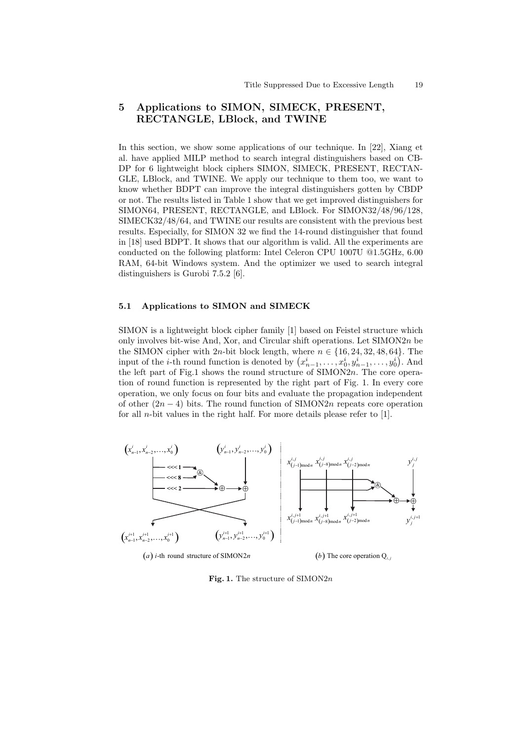## 5 Applications to SIMON, SIMECK, PRESENT, RECTANGLE, LBlock, and TWINE

In this section, we show some applications of our technique. In [22], Xiang et al. have applied MILP method to search integral distinguishers based on CB-DP for 6 lightweight block ciphers SIMON, SIMECK, PRESENT, RECTANGLE, LBlock, and TWINE. We apply our technique to them too, we want to know whether BDPT can improve the integral distinguishers gotten by CBDP or not. The results listed in Table 1 show that we get improved distinguishers for SIMON64, PRESENT, RECTANGLE, and LBlock. For SIMON32/48/96/128, SIMECK32/48/64, and TWINE our results are consistent with the previous best results. Especially, for SIMON 32 we find the 14-round distinguisher that found in [18] used BDPT. It shows that our algorithm is valid. All the experiments are conducted on the following platform: Intel Celeron CPU 1007U @1.5GHz, 6.00 RAM, 64-bit Windows system. And the optimizer we used to search integral distinguishers is Gurobi 7.5.2 [6].

### 5.1 Applications to SIMON and SIMECK

SIMON is a lightweight block cipher family [1] based on Feistel structure which only involves bit-wise And, Xor, and Circular shift operations. Let SIMON$2n$ be the SIMON cipher with $2n$-bit block length, where $n \in \{16, 24, 32, 48, 64\}$. The input of the $i$-th round function is denoted by $\left(x_{n-1}^i, \ldots, x_0^i, y_{n-1}^i, \ldots, y_0^i\right)$. And the left part of Fig.1 shows the round structure of SIMON$2n$. The core operation of round function is represented by the right part of Fig. 1. In every core operation, we only focus on four bits and evaluate the propagation independent of other $(2n-4)$ bits. The round function of SIMON$2n$ repeats core operation for all $n$-bit values in the right half. For more details please refer to [1].

(a) $i$-th round structure of SIMON$2n$ (b) The core operation $Q_{i,j}$

**Fig. 1.** The structure of SIMON$2n$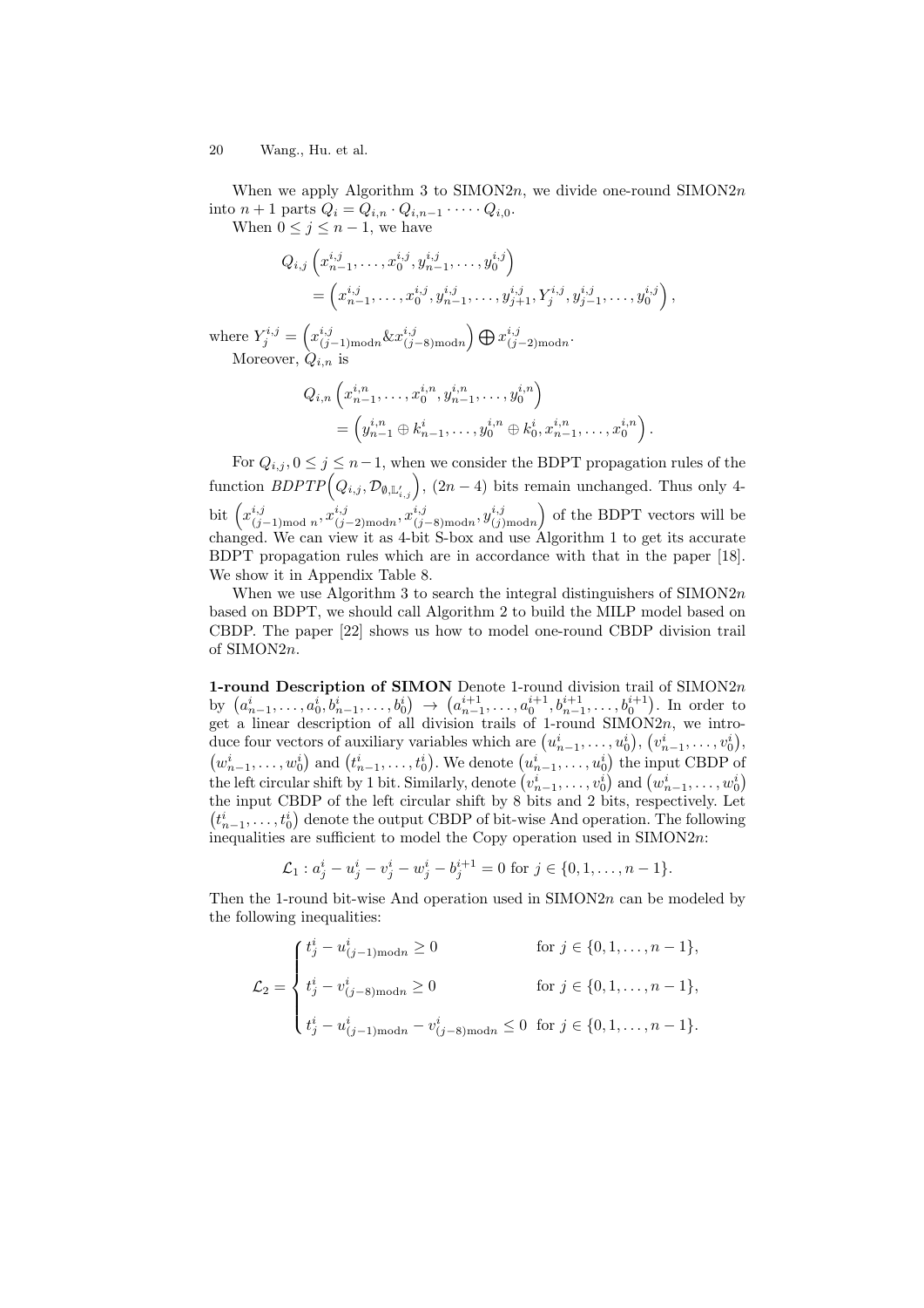When we apply Algorithm 3 to SIMON2$n$, we divide one-round SIMON2$n$ into $n+1$ parts $Q_i = Q_{i,n} \cdot Q_{i,n-1} \cdot \cdots \cdot Q_{i,0}$.

When $0 \le j \le n-1$, we have

$$
\begin{aligned}
&Q_{i,j}\left(x_{n-1}^{i,j}, \ldots, x_0^{i,j}, y_{n-1}^{i,j}, \ldots, y_0^{i,j}\right) \\
&\quad = \left(x_{n-1}^{i,j}, \ldots, x_0^{i,j}, y_{n-1}^{i,j}, \ldots, y_{j+1}^{i,j}, Y_j^{i,j}, y_{j-1}^{i,j}, \ldots, y_0^{i,j}\right),
\end{aligned}
$$

where $Y_j^{i,j} = \left(x_{(j-1)\text{mod}n}^{i,j} \& x_{(j-8)\text{mod}n}^{i,j}\right) \bigoplus x_{(j-2)\text{mod}n}^{i,j}$.

Moreover, $Q_{i,n}$ is

$$
\begin{aligned}
&Q_{i,n}\left(x_{n-1}^{i,n}, \ldots, x_0^{i,n}, y_{n-1}^{i,n}, \ldots, y_0^{i,n}\right) \\
&\quad = \left(y_{n-1}^{i,n} \oplus k_{n-1}^i, \ldots, y_0^{i,n} \oplus k_0^i, x_{n-1}^{i,n}, \ldots, x_0^{i,n}\right).
\end{aligned}
$$

For $Q_{i,j}, 0 \le j \le n-1$, when we consider the BDPT propagation rules of the function $BDPTP\left(Q_{i,j}, \mathcal{D}_{\emptyset, \mathbb{L}'_{i,j}}\right)$, $(2n-4)$ bits remain unchanged. Thus only 4-bit $\left(x_{(j-1)\text{mod } n}^{i,j}, x_{(j-2)\text{mod}n}^{i,j}, x_{(j-8)\text{mod}n}^{i,j}, y_{(j)\text{mod}n}^{i,j}\right)$ of the BDPT vectors will be changed. We can view it as 4-bit S-box and use Algorithm 1 to get its accurate BDPT propagation rules which are in accordance with that in the paper [18]. We show it in Appendix Table 8.

When we use Algorithm 3 to search the integral distinguishers of SIMON2$n$ based on BDPT, we should call Algorithm 2 to build the MILP model based on CBDP. The paper [22] shows us how to model one-round CBDP division trail of SIMON2$n$.

**1-round Description of SIMON** Denote 1-round division trail of SIMON2$n$ by $\left(a_{n-1}^i, \ldots, a_0^i, b_{n-1}^i, \ldots, b_0^i\right) \rightarrow \left(a_{n-1}^{i+1}, \ldots, a_0^{i+1}, b_{n-1}^{i+1}, \ldots, b_0^{i+1}\right)$. In order to get a linear description of all division trails of 1-round SIMON2$n$, we introduce four vectors of auxiliary variables which are $\left(u_{n-1}^i, \ldots, u_0^i\right)$, $\left(v_{n-1}^i, \ldots, v_0^i\right)$, $\left(w_{n-1}^i, \ldots, w_0^i\right)$ and $\left(t_{n-1}^i, \ldots, t_0^i\right)$. We denote $\left(u_{n-1}^i, \ldots, u_0^i\right)$ the input CBDP of the left circular shift by 1 bit. Similarly, denote $\left(v_{n-1}^i, \ldots, v_0^i\right)$ and $\left(w_{n-1}^i, \ldots, w_0^i\right)$ the input CBDP of the left circular shift by 8 bits and 2 bits, respectively. Let $\left(t_{n-1}^i, \ldots, t_0^i\right)$ denote the output CBDP of bit-wise And operation. The following inequalities are sufficient to model the Copy operation used in SIMON2$n$:

$$
\mathcal{L}_1 : a_j^i - u_j^i - v_j^i - w_j^i - b_j^{i+1} = 0 \text{ for } j \in \{0, 1, \ldots, n-1\}.
$$

Then the 1-round bit-wise And operation used in SIMON2$n$ can be modeled by the following inequalities:

$$
\mathcal{L}_2 = \begin{cases}
t_j^i - u_{(j-1)\text{mod}n}^i \ge 0 & \text{for } j \in \{0, 1, \ldots, n-1\}, \\
t_j^i - v_{(j-8)\text{mod}n}^i \ge 0 & \text{for } j \in \{0, 1, \ldots, n-1\}, \\
t_j^i - u_{(j-1)\text{mod}n}^i - v_{(j-8)\text{mod}n}^i \le 0 & \text{for } j \in \{0, 1, \ldots, n-1\}.
\end{cases}
$$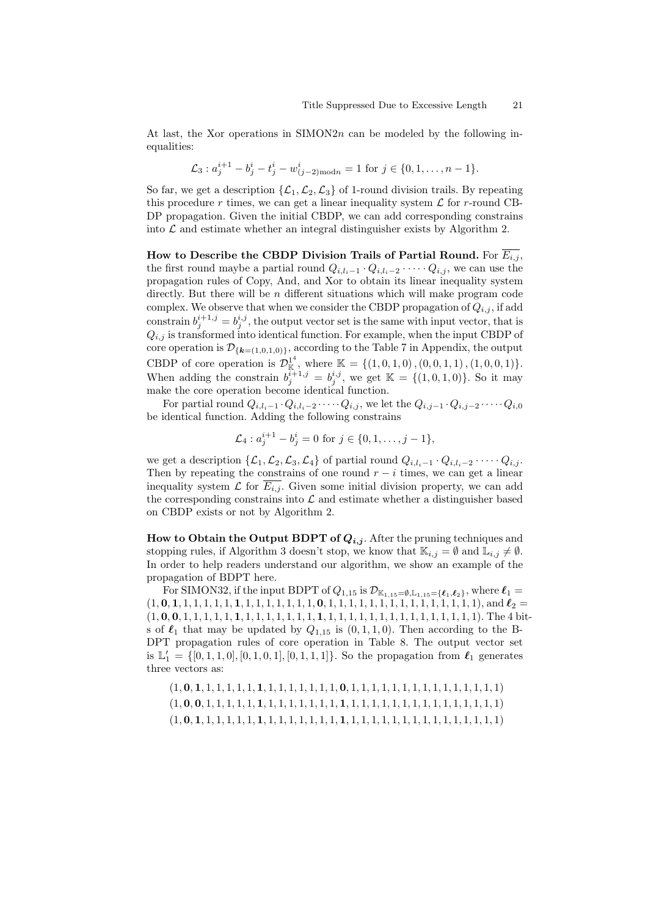At last, the Xor operations in SIMON2$n$ can be modeled by the following inequalities:

$$\mathcal{L}_3 : a_j^{i+1} - b_j^i - t_j^i - w_{(j-2)\bmod n}^i = 1 \text{ for } j \in \{0, 1, \ldots, n-1\}.$$

So far, we get a description $\{\mathcal{L}_1, \mathcal{L}_2, \mathcal{L}_3\}$ of 1-round division trails. By repeating this procedure $r$ times, we can get a linear inequality system $\mathcal{L}$ for $r$-round CBDP propagation. Given the initial CBDP, we can add corresponding constrains into $\mathcal{L}$ and estimate whether an integral distinguisher exists by Algorithm 2.

**How to Describe the CBDP Division Trails of Partial Round.** For $\overline{E_{i,j}}$, the first round maybe a partial round $Q_{i,l_i-1} \cdot Q_{i,l_i-2} \cdot \cdots \cdot Q_{i,j}$, we can use the propagation rules of Copy, And, and Xor to obtain its linear inequality system directly. But there will be $n$ different situations which will make program code complex. We observe that when we consider the CBDP propagation of $Q_{i,j}$, if add constrain $b_j^{i+1,j} = b_j^{i,j}$, the output vector set is the same with input vector, that is $Q_{i,j}$ is transformed into identical function. For example, when the input CBDP of core operation is $\mathcal{D}_{\{\boldsymbol{k}=(1,0,1,0)\}}$, according to the Table 7 in Appendix, the output CBDP of core operation is $\mathcal{D}_{\mathbb{K}}^{1^4}$, where $\mathbb{K} = \{(1,0,1,0), (0,0,1,1), (1,0,0,1)\}$. When adding the constrain $b_j^{i+1,j} = b_j^{i,j}$, we get $\mathbb{K} = \{(1,0,1,0)\}$. So it may make the core operation become identical function.

For partial round $Q_{i,l_i-1} \cdot Q_{i,l_i-2} \cdot \cdots \cdot Q_{i,j}$, we let the $Q_{i,j-1} \cdot Q_{i,j-2} \cdot \cdots \cdot Q_{i,0}$ be identical function. Adding the following constrains

$$\mathcal{L}_4 : a_j^{i+1} - b_j^i = 0 \text{ for } j \in \{0, 1, \ldots, j-1\},$$

we get a description $\{\mathcal{L}_1, \mathcal{L}_2, \mathcal{L}_3, \mathcal{L}_4\}$ of partial round $Q_{i,l_i-1} \cdot Q_{i,l_i-2} \cdot \cdots \cdot Q_{i,j}$. Then by repeating the constrains of one round $r - i$ times, we can get a linear inequality system $\mathcal{L}$ for $\overline{E_{i,j}}$. Given some initial division property, we can add the corresponding constrains into $\mathcal{L}$ and estimate whether a distinguisher based on CBDP exists or not by Algorithm 2.

**How to Obtain the Output BDPT of $Q_{i,j}$.** After the pruning techniques and stopping rules, if Algorithm 3 doesn't stop, we know that $\mathbb{K}_{i,j} = \emptyset$ and $\mathbb{L}_{i,j} \neq \emptyset$. In order to help readers understand our algorithm, we show an example of the propagation of BDPT here.

For SIMON32, if the input BDPT of $Q_{1,15}$ is $\mathcal{D}_{\mathbb{K}_{1,15}=\emptyset, \mathbb{L}_{1,15}=\{\boldsymbol{\ell}_1, \boldsymbol{\ell}_2\}}$, where $\boldsymbol{\ell}_1 = (1, \mathbf{0}, \mathbf{1}, 1, 1, 1, 1, 1, \mathbf{1}, 1, 1, 1, 1, 1, 1, 1, \mathbf{0}, 1, 1, 1, 1, 1, 1, 1, 1, 1, 1, 1, 1, 1, 1, 1)$, and $\boldsymbol{\ell}_2 = (1, \mathbf{0}, \mathbf{0}, 1, 1, 1, 1, 1, \mathbf{1}, 1, 1, 1, 1, 1, 1, 1, \mathbf{1}, 1, 1, 1, 1, 1, 1, 1, 1, 1, 1, 1, 1, 1, 1, 1)$. The 4 bits of $\boldsymbol{\ell}_1$ that may be updated by $Q_{1,15}$ is $(0, 1, 1, 0)$. Then according to the BDPT propagation rules of core operation in Table 8. The output vector set is $\mathbb{L}_1' = \{[0, 1, 1, 0], [0, 1, 0, 1], [0, 1, 1, 1]\}$. So the propagation from $\boldsymbol{\ell}_1$ generates three vectors as:

$$(1, \mathbf{0}, \mathbf{1}, 1, 1, 1, 1, 1, \mathbf{1}, 1, 1, 1, 1, 1, 1, 1, \mathbf{0}, 1, 1, 1, 1, 1, 1, 1, 1, 1, 1, 1, 1, 1, 1, 1)$$
$$(1, \mathbf{0}, \mathbf{0}, 1, 1, 1, 1, 1, \mathbf{1}, 1, 1, 1, 1, 1, 1, 1, \mathbf{1}, 1, 1, 1, 1, 1, 1, 1, 1, 1, 1, 1, 1, 1, 1, 1)$$
$$(1, \mathbf{0}, \mathbf{1}, 1, 1, 1, 1, 1, \mathbf{1}, 1, 1, 1, 1, 1, 1, 1, \mathbf{1}, 1, 1, 1, 1, 1, 1, 1, 1, 1, 1, 1, 1, 1, 1, 1)$$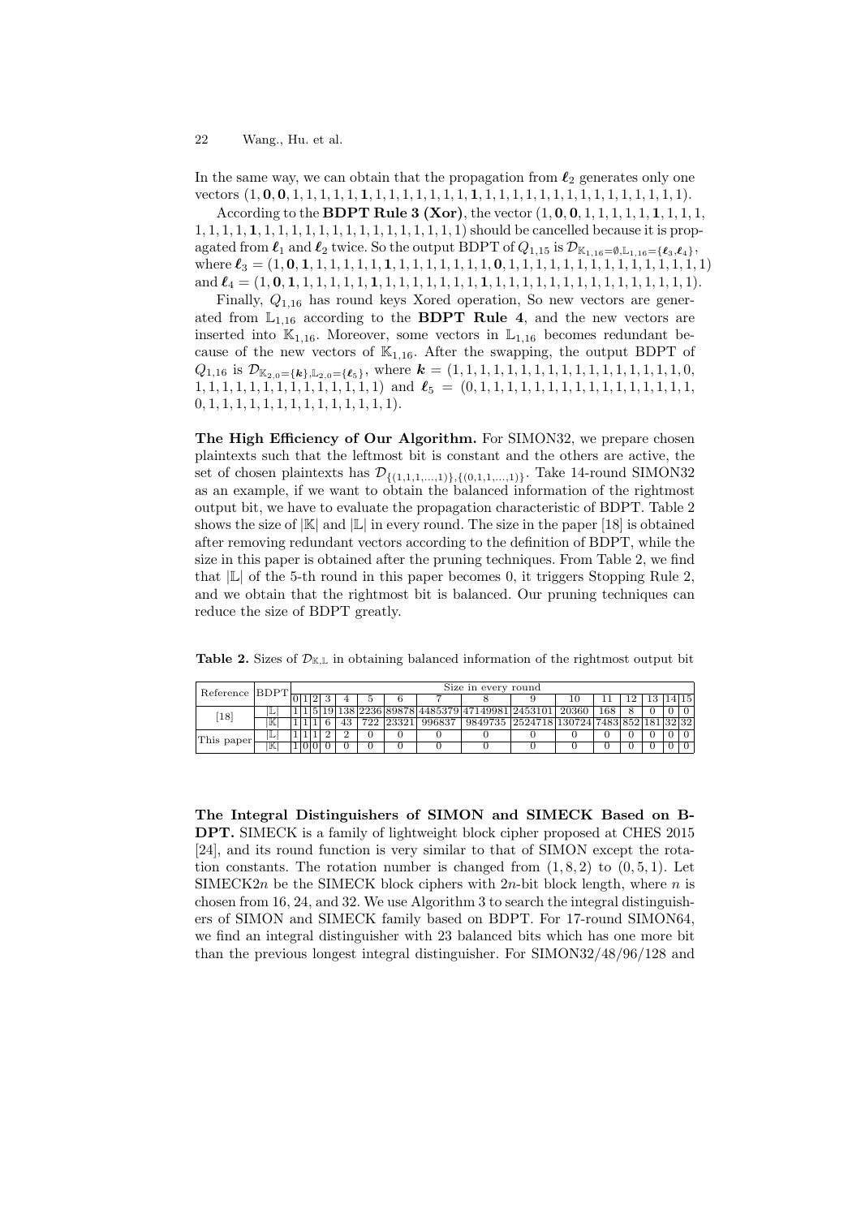In the same way, we can obtain that the propagation from $\boldsymbol{\ell}_2$ generates only one vectors $(1,\mathbf{0},\mathbf{0},1,1,1,1,1,\mathbf{1},1,1,1,1,1,1,1,1,\mathbf{1},1,1,1,1,1,1,1,1,1,1,1,1,1,1)$.

According to the **BDPT Rule 3 (Xor)**, the vector $(1,\mathbf{0},\mathbf{0},1,1,1,1,1,\mathbf{1},1,1,1,1,1,1,1,\mathbf{1},1,1,1,1,1,1,1,1,1,1,1,1,1,1,1)$ should be cancelled because it is propagated from $\boldsymbol{\ell}_1$ and $\boldsymbol{\ell}_2$ twice. So the output BDPT of $Q_{1,15}$ is $\mathcal{D}_{\mathbb{K}_{1,16}=\emptyset,\mathbb{L}_{1,16}=\{\boldsymbol{\ell}_3,\boldsymbol{\ell}_4\}}$, where $\boldsymbol{\ell}_3=(1,\mathbf{0},\mathbf{1},1,1,1,1,1,\mathbf{1},1,1,1,1,1,1,1,\mathbf{0},1,1,1,1,1,1,1,1,1,1,1,1,1,1,1)$ and $\boldsymbol{\ell}_4=(1,\mathbf{0},\mathbf{1},1,1,1,1,1,\mathbf{1},1,1,1,1,1,1,1,\mathbf{1},1,1,1,1,1,1,1,1,1,1,1,1,1,1,1)$.

Finally, $Q_{1,16}$ has round keys Xored operation, So new vectors are generated from $\mathbb{L}_{1,16}$ according to the **BDPT Rule 4**, and the new vectors are inserted into $\mathbb{K}_{1,16}$. Moreover, some vectors in $\mathbb{L}_{1,16}$ becomes redundant because of the new vectors of $\mathbb{K}_{1,16}$. After the swapping, the output BDPT of $Q_{1,16}$ is $\mathcal{D}_{\mathbb{K}_{2,0}=\{\boldsymbol{k}\},\mathbb{L}_{2,0}=\{\boldsymbol{\ell}_5\}}$, where $\boldsymbol{k}=(1,1,1,1,1,1,1,1,1,1,1,1,1,1,1,0,1,1,1,1,1,1,1,1,1,1,1,1,1,1,1,1)$ and $\boldsymbol{\ell}_5=(0,1,1,1,1,1,1,1,1,1,1,1,1,1,1,1,0,1,1,1,1,1,1,1,1,1,1,1,1,1,1,1)$.

**The High Efficiency of Our Algorithm.** For SIMON32, we prepare chosen plaintexts such that the leftmost bit is constant and the others are active, the set of chosen plaintexts has $\mathcal{D}_{\{(1,1,1,\ldots,1)\},\{(0,1,1,\ldots,1)\}}$. Take 14-round SIMON32 as an example, if we want to obtain the balanced information of the rightmost output bit, we have to evaluate the propagation characteristic of BDPT. Table 2 shows the size of $|\mathbb{K}|$ and $|\mathbb{L}|$ in every round. The size in the paper [18] is obtained after removing redundant vectors according to the definition of BDPT, while the size in this paper is obtained after the pruning techniques. From Table 2, we find that $|\mathbb{L}|$ of the 5-th round in this paper becomes 0, it triggers Stopping Rule 2, and we obtain that the rightmost bit is balanced. Our pruning techniques can reduce the size of BDPT greatly.

**Table 2.** Sizes of $\mathcal{D}_{\mathbb{K},\mathbb{L}}$ in obtaining balanced information of the rightmost output bit

| Reference | BDPT | Size in every round | | | | | | | | | | | | | | | |
|---|---|---|---|---|---|---|---|---|---|---|---|---|---|---|---|---|---|
| | | 0 | 1 | 2 | 3 | 4 | 5 | 6 | 7 | 8 | 9 | 10 | 11 | 12 | 13 | 14 | 15 |
| [18] | $\lvert\mathbb{L}\rvert$ | 1 | 1 | 5 | 19 | 138 | 2236 | 89878 | 4485379 | 47149981 | 2453101 | 20360 | 168 | 8 | 0 | 0 | 0 |
| | $\lvert\mathbb{K}\rvert$ | 1 | 1 | 1 | 6 | 43 | 722 | 23321 | 996837 | 9849735 | 2524718 | 130724 | 7483 | 852 | 181 | 32 | 32 |
| This paper | $\lvert\mathbb{L}\rvert$ | 1 | 1 | 1 | 2 | 2 | 0 | 0 | 0 | 0 | 0 | 0 | 0 | 0 | 0 | 0 | 0 |
| | $\lvert\mathbb{K}\rvert$ | 1 | 0 | 0 | 0 | 0 | 0 | 0 | 0 | 0 | 0 | 0 | 0 | 0 | 0 | 0 | 0 |

**The Integral Distinguishers of SIMON and SIMECK Based on BDPT.** SIMECK is a family of lightweight block cipher proposed at CHES 2015 [24], and its round function is very similar to that of SIMON except the rotation constants. The rotation number is changed from $(1,8,2)$ to $(0,5,1)$. Let SIMECK$2n$ be the SIMECK block ciphers with $2n$-bit block length, where $n$ is chosen from 16, 24, and 32. We use Algorithm 3 to search the integral distinguishers of SIMON and SIMECK family based on BDPT. For 17-round SIMON64, we find an integral distinguisher with 23 balanced bits which has one more bit than the previous longest integral distinguisher. For SIMON32/48/96/128 and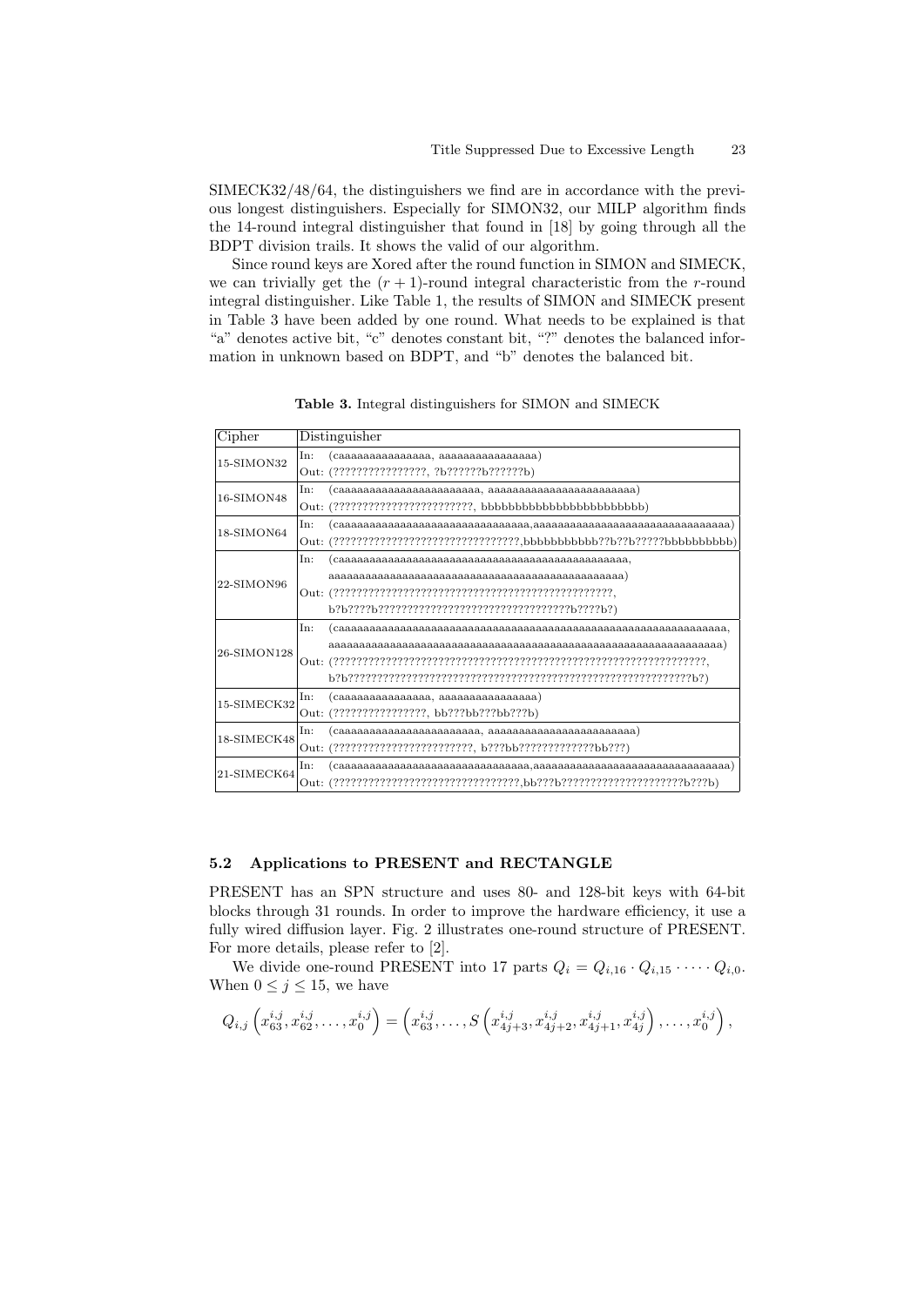SIMECK32/48/64, the distinguishers we find are in accordance with the previous longest distinguishers. Especially for SIMON32, our MILP algorithm finds the 14-round integral distinguisher that found in [18] by going through all the BDPT division trails. It shows the valid of our algorithm.

Since round keys are Xored after the round function in SIMON and SIMECK, we can trivially get the $(r+1)$-round integral characteristic from the $r$-round integral distinguisher. Like Table 1, the results of SIMON and SIMECK present in Table 3 have been added by one round. What needs to be explained is that "a" denotes active bit, "c" denotes constant bit, "?" denotes the balanced information in unknown based on BDPT, and "b" denotes the balanced bit.

**Table 3.** Integral distinguishers for SIMON and SIMECK

| Cipher | Distinguisher |
|---|---|
| 15-SIMON32 | In: (caaaaaaaaaaaaaaa, aaaaaaaaaaaaaaaa)<br>Out: (????????????????, ?b??????b??????b) |
| 16-SIMON48 | In: (caaaaaaaaaaaaaaaaaaaaaaa, aaaaaaaaaaaaaaaaaaaaaaaa)<br>Out: (????????????????????????, bbbbbbbbbbbbbbbbbbbbbbbb) |
| 18-SIMON64 | In: (caaaaaaaaaaaaaaaaaaaaaaaaaaaaaaa,aaaaaaaaaaaaaaaaaaaaaaaaaaaaaaaa)<br>Out: (????????????????????????????????,bbbbbbbbbb??b??b?????bbbbbbbbbb) |
| 22-SIMON96 | In: (caaaaaaaaaaaaaaaaaaaaaaaaaaaaaaaaaaaaaaaaaaaaaaa,<br>aaaaaaaaaaaaaaaaaaaaaaaaaaaaaaaaaaaaaaaaaaaaaaaa)<br>Out: (????????????????????????????????????????????????,<br>b?b????b????????????????????????????????b????b?) |
| 26-SIMON128 | In: (caaaaaaaaaaaaaaaaaaaaaaaaaaaaaaaaaaaaaaaaaaaaaaaaaaaaaaaaaaaaaaa,<br>aaaaaaaaaaaaaaaaaaaaaaaaaaaaaaaaaaaaaaaaaaaaaaaaaaaaaaaaaaaaaaaa)<br>Out: (????????????????????????????????????????????????????????????????,<br>b?b????????????????????????????????????????????????????????????b?) |
| 15-SIMECK32 | In: (caaaaaaaaaaaaaaa, aaaaaaaaaaaaaaaa)<br>Out: (????????????????, bb???bb???bb???b) |
| 18-SIMECK48 | In: (caaaaaaaaaaaaaaaaaaaaaaa, aaaaaaaaaaaaaaaaaaaaaaaa)<br>Out: (????????????????????????, b???bb?????????????bb???) |
| 21-SIMECK64 | In: (caaaaaaaaaaaaaaaaaaaaaaaaaaaaaaa,aaaaaaaaaaaaaaaaaaaaaaaaaaaaaaaa)<br>Out: (????????????????????????????????,bb???b?????????????????????b???b) |

### 5.2 Applications to PRESENT and RECTANGLE

PRESENT has an SPN structure and uses 80- and 128-bit keys with 64-bit blocks through 31 rounds. In order to improve the hardware efficiency, it use a fully wired diffusion layer. Fig. 2 illustrates one-round structure of PRESENT. For more details, please refer to [2].

We divide one-round PRESENT into 17 parts $Q_i = Q_{i,16} \cdot Q_{i,15} \cdot \cdots \cdot Q_{i,0}$. When $0 \leq j \leq 15$, we have

$$Q_{i,j}\left(x_{63}^{i,j}, x_{62}^{i,j}, \ldots, x_{0}^{i,j}\right) = \left(x_{63}^{i,j}, \ldots, S\left(x_{4j+3}^{i,j}, x_{4j+2}^{i,j}, x_{4j+1}^{i,j}, x_{4j}^{i,j}\right), \ldots, x_{0}^{i,j}\right),$$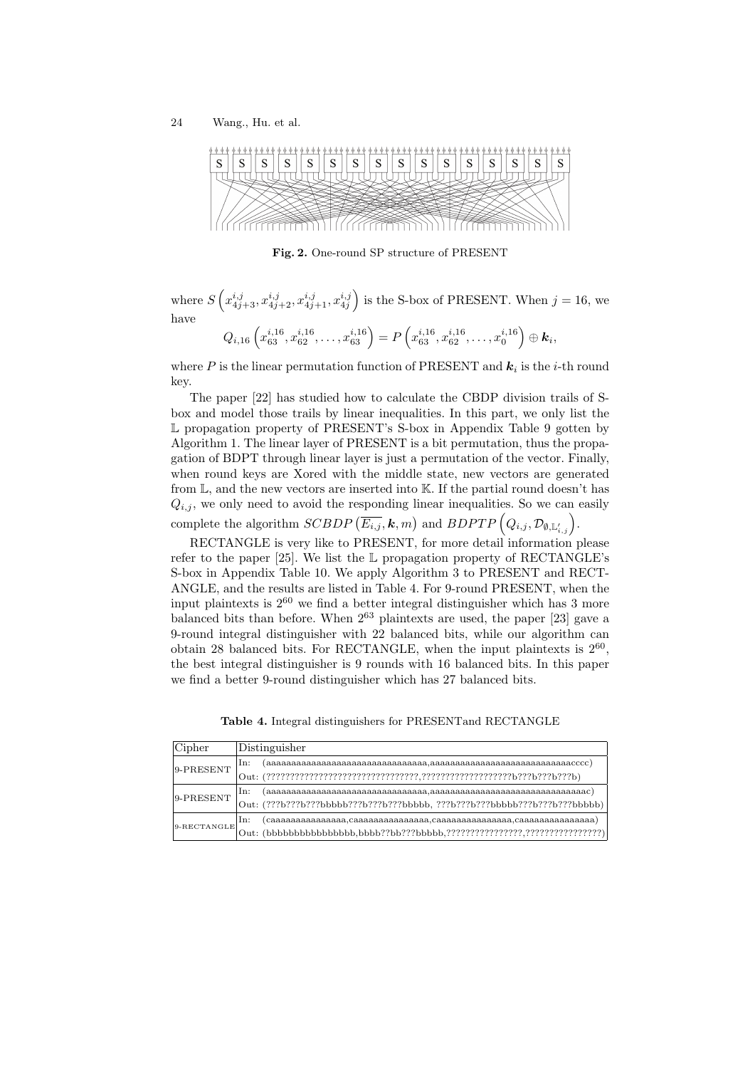**Fig. 2.** One-round SP structure of PRESENT

where $S\left(x_{4j+3}^{i,j}, x_{4j+2}^{i,j}, x_{4j+1}^{i,j}, x_{4j}^{i,j}\right)$ is the S-box of PRESENT. When $j = 16$, we have

$$Q_{i,16}\left(x_{63}^{i,16}, x_{62}^{i,16}, \ldots, x_{63}^{i,16}\right) = P\left(x_{63}^{i,16}, x_{62}^{i,16}, \ldots, x_{0}^{i,16}\right) \oplus \boldsymbol{k}_i,$$

where $P$ is the linear permutation function of PRESENT and $\boldsymbol{k}_i$ is the $i$-th round key.

The paper [22] has studied how to calculate the CBDP division trails of S-box and model those trails by linear inequalities. In this part, we only list the $\mathbb{L}$ propagation property of PRESENT's S-box in Appendix Table 9 gotten by Algorithm 1. The linear layer of PRESENT is a bit permutation, thus the propagation of BDPT through linear layer is just a permutation of the vector. Finally, when round keys are Xored with the middle state, new vectors are generated from $\mathbb{L}$, and the new vectors are inserted into $\mathbb{K}$. If the partial round doesn't has $Q_{i,j}$, we only need to avoid the responding linear inequalities. So we can easily complete the algorithm $SCBDP\left(\overline{E_{i,j}}, \boldsymbol{k}, m\right)$ and $BDPTP\left(Q_{i,j}, \mathcal{D}_{\emptyset,\mathbb{L}'_{i,j}}\right)$.

RECTANGLE is very like to PRESENT, for more detail information please refer to the paper [25]. We list the $\mathbb{L}$ propagation property of RECTANGLE's S-box in Appendix Table 10. We apply Algorithm 3 to PRESENT and RECTANGLE, and the results are listed in Table 4. For 9-round PRESENT, when the input plaintexts is $2^{60}$ we find a better integral distinguisher which has 3 more balanced bits than before. When $2^{63}$ plaintexts are used, the paper [23] gave a 9-round integral distinguisher with 22 balanced bits, while our algorithm can obtain 28 balanced bits. For RECTANGLE, when the input plaintexts is $2^{60}$, the best integral distinguisher is 9 rounds with 16 balanced bits. In this paper we find a better 9-round distinguisher which has 27 balanced bits.

**Table 4.** Integral distinguishers for PRESENTand RECTANGLE

| Cipher | Distinguisher |
|---|---|
| 9-PRESENT | In: (aaaaaaaaaaaaaaaaaaaaaaaaaaaaaaaa,aaaaaaaaaaaaaaaaaaaaaaaaaaaacccc) |
| | Out: (????????????????????????????????,???????????????????b???b???b???b) |
| 9-PRESENT | In: (aaaaaaaaaaaaaaaaaaaaaaaaaaaaaaaa,aaaaaaaaaaaaaaaaaaaaaaaaaaaaaaac) |
| | Out: (???b???b???bbbbb???b???b???bbbbb, ???b???b???bbbbb???b???b???bbbbb) |
| 9-RECTANGLE | In: (caaaaaaaaaaaaaaa,caaaaaaaaaaaaaaa,caaaaaaaaaaaaaaa,caaaaaaaaaaaaaaa) |
| | Out: (bbbbbbbbbbbbbbbb,bbbb??bb???bbbbb,????????????????,????????????????) |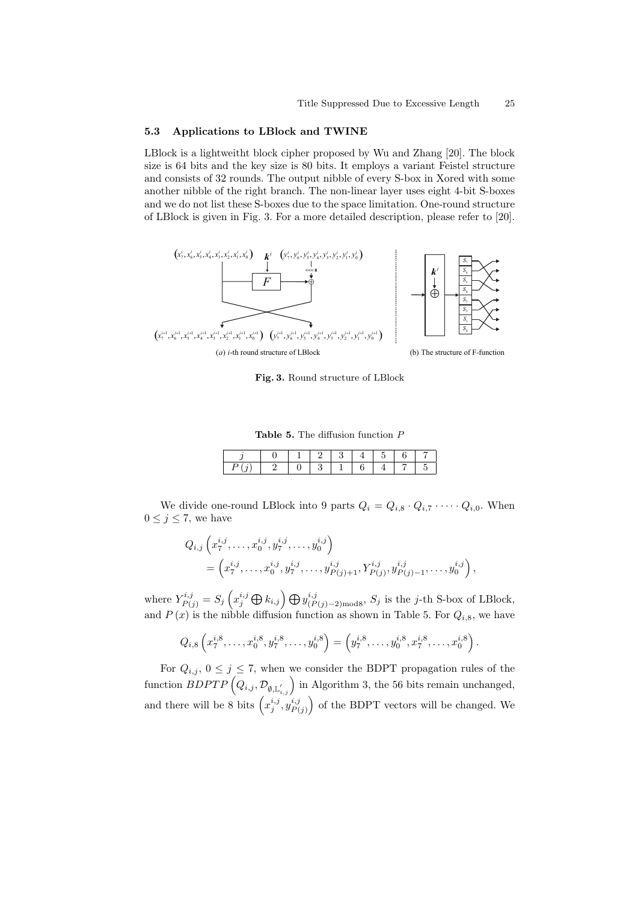### 5.3 Applications to LBlock and TWINE

LBlock is a lightweitht block cipher proposed by Wu and Zhang [20]. The block size is 64 bits and the key size is 80 bits. It employs a variant Feistel structure and consists of 32 rounds. The output nibble of every S-box in Xored with some another nibble of the right branch. The non-linear layer uses eight 4-bit S-boxes and we do not list these S-boxes due to the space limitation. One-round structure of LBlock is given in Fig. 3. For a more detailed description, please refer to [20].

(a) $i$-th round structure of LBlock (b) The structure of F-function

**Fig. 3.** Round structure of LBlock

**Table 5.** The diffusion function $P$

| $j$ | 0 | 1 | 2 | 3 | 4 | 5 | 6 | 7 |
|---|---|---|---|---|---|---|---|---|
| $P(j)$ | 2 | 0 | 3 | 1 | 6 | 4 | 7 | 5 |

We divide one-round LBlock into 9 parts $Q_i = Q_{i,8} \cdot Q_{i,7} \cdot \dots \cdot Q_{i,0}$. When $0 \leq j \leq 7$, we have

$$
\begin{aligned}
&Q_{i,j}\left(x_7^{i,j}, \dots, x_0^{i,j}, y_7^{i,j}, \dots, y_0^{i,j}\right) \\
&\quad = \left(x_7^{i,j}, \dots, x_0^{i,j}, y_7^{i,j}, \dots, y_{P(j)+1}^{i,j}, Y_{P(j)}^{i,j}, y_{P(j)-1}^{i,j}, \dots, y_0^{i,j}\right),
\end{aligned}
$$

where $Y_{P(j)}^{i,j} = S_j\left(x_j^{i,j} \bigoplus k_{i,j}\right) \bigoplus y_{(P(j)-2) \bmod 8}^{i,j}$, $S_j$ is the $j$-th S-box of LBlock, and $P(x)$ is the nibble diffusion function as shown in Table 5. For $Q_{i,8}$, we have

$$
Q_{i,8}\left(x_7^{i,8}, \dots, x_0^{i,8}, y_7^{i,8}, \dots, y_0^{i,8}\right) = \left(y_7^{i,8}, \dots, y_0^{i,8}, x_7^{i,8}, \dots, x_0^{i,8}\right).
$$

For $Q_{i,j}$, $0 \leq j \leq 7$, when we consider the BDPT propagation rules of the function $BDPTP\left(Q_{i,j}, \mathcal{D}_{\emptyset, \mathbb{L}'_{i,j}}\right)$ in Algorithm 3, the 56 bits remain unchanged, and there will be 8 bits $\left(x_j^{i,j}, y_{P(j)}^{i,j}\right)$ of the BDPT vectors will be changed. We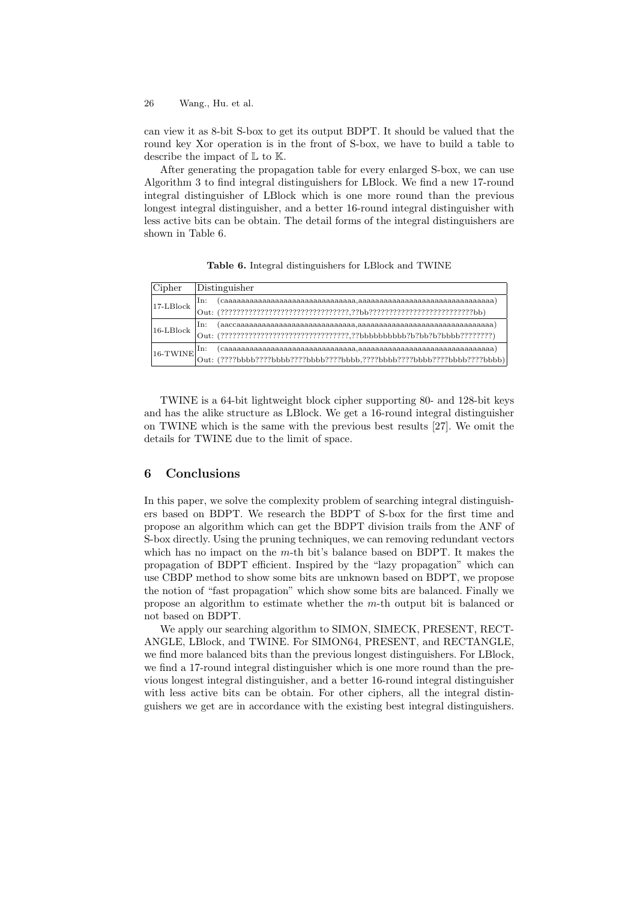can view it as 8-bit S-box to get its output BDPT. It should be valued that the round key Xor operation is in the front of S-box, we have to build a table to describe the impact of $\mathbb{L}$ to $\mathbb{K}$.

After generating the propagation table for every enlarged S-box, we can use Algorithm 3 to find integral distinguishers for LBlock. We find a new 17-round integral distinguisher of LBlock which is one more round than the previous longest integral distinguisher, and a better 16-round integral distinguisher with less active bits can be obtain. The detail forms of the integral distinguishers are shown in Table 6.

**Table 6.** Integral distinguishers for LBlock and TWINE

| Cipher | Distinguisher |
|---|---|
| 17-LBlock | In: (caaaaaaaaaaaaaaaaaaaaaaaaaaaaaaa,aaaaaaaaaaaaaaaaaaaaaaaaaaaaaaaa) |
| | Out: (????????????????????????????????,??bb??????????????????????????bb) |
| 16-LBlock | In: (aaccaaaaaaaaaaaaaaaaaaaaaaaaaaaa,aaaaaaaaaaaaaaaaaaaaaaaaaaaaaaaa) |
| | Out: (????????????????????????????????,??bbbbbbbbb?b?bb?b?bbbb????????) |
| 16-TWINE | In: (caaaaaaaaaaaaaaaaaaaaaaaaaaaaaaa,aaaaaaaaaaaaaaaaaaaaaaaaaaaaaaaa) |
| | Out: (????bbbb????bbbb????bbbb????bbbb,????bbbb????bbbb????bbbb????bbbb) |

TWINE is a 64-bit lightweight block cipher supporting 80- and 128-bit keys and has the alike structure as LBlock. We get a 16-round integral distinguisher on TWINE which is the same with the previous best results [27]. We omit the details for TWINE due to the limit of space.

## 6 Conclusions

In this paper, we solve the complexity problem of searching integral distinguishers based on BDPT. We research the BDPT of S-box for the first time and propose an algorithm which can get the BDPT division trails from the ANF of S-box directly. Using the pruning techniques, we can removing redundant vectors which has no impact on the $m$-th bit's balance based on BDPT. It makes the propagation of BDPT efficient. Inspired by the "lazy propagation" which can use CBDP method to show some bits are unknown based on BDPT, we propose the notion of "fast propagation" which show some bits are balanced. Finally we propose an algorithm to estimate whether the $m$-th output bit is balanced or not based on BDPT.

We apply our searching algorithm to SIMON, SIMECK, PRESENT, RECTANGLE, LBlock, and TWINE. For SIMON64, PRESENT, and RECTANGLE, we find more balanced bits than the previous longest distinguishers. For LBlock, we find a 17-round integral distinguisher which is one more round than the previous longest integral distinguisher, and a better 16-round integral distinguisher with less active bits can be obtain. For other ciphers, all the integral distinguishers we get are in accordance with the existing best integral distinguishers.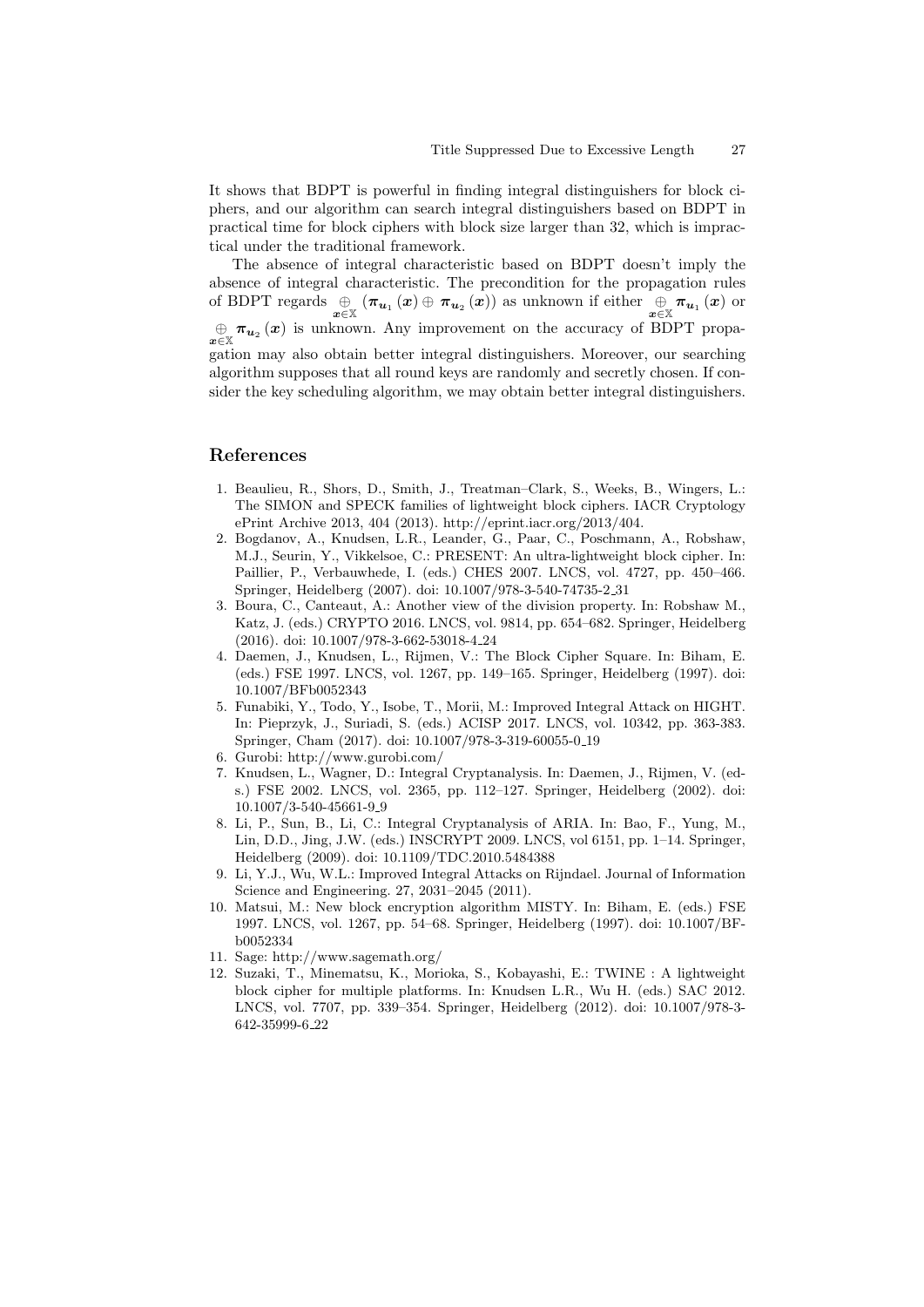It shows that BDPT is powerful in finding integral distinguishers for block ciphers, and our algorithm can search integral distinguishers based on BDPT in practical time for block ciphers with block size larger than 32, which is impractical under the traditional framework.

The absence of integral characteristic based on BDPT doesn't imply the absence of integral characteristic. The precondition for the propagation rules of BDPT regards $\underset{\boldsymbol{x}\in\mathbb{X}}{\oplus}(\boldsymbol{\pi}_{\boldsymbol{u}_1}(\boldsymbol{x})\oplus\boldsymbol{\pi}_{\boldsymbol{u}_2}(\boldsymbol{x}))$ as unknown if either $\underset{\boldsymbol{x}\in\mathbb{X}}{\oplus}\boldsymbol{\pi}_{\boldsymbol{u}_1}(\boldsymbol{x})$ or $\underset{\boldsymbol{x}\in\mathbb{X}}{\oplus}\boldsymbol{\pi}_{\boldsymbol{u}_2}(\boldsymbol{x})$ is unknown. Any improvement on the accuracy of BDPT propagation may also obtain better integral distinguishers. Moreover, our searching algorithm supposes that all round keys are randomly and secretly chosen. If consider the key scheduling algorithm, we may obtain better integral distinguishers.

## References

1. Beaulieu, R., Shors, D., Smith, J., Treatman–Clark, S., Weeks, B., Wingers, L.: The SIMON and SPECK families of lightweight block ciphers. IACR Cryptology ePrint Archive 2013, 404 (2013). http://eprint.iacr.org/2013/404.
2. Bogdanov, A., Knudsen, L.R., Leander, G., Paar, C., Poschmann, A., Robshaw, M.J., Seurin, Y., Vikkelsoe, C.: PRESENT: An ultra-lightweight block cipher. In: Paillier, P., Verbauwhede, I. (eds.) CHES 2007. LNCS, vol. 4727, pp. 450–466. Springer, Heidelberg (2007). doi: 10.1007/978-3-540-74735-2_31
3. Boura, C., Canteaut, A.: Another view of the division property. In: Robshaw M., Katz, J. (eds.) CRYPTO 2016. LNCS, vol. 9814, pp. 654–682. Springer, Heidelberg (2016). doi: 10.1007/978-3-662-53018-4_24
4. Daemen, J., Knudsen, L., Rijmen, V.: The Block Cipher Square. In: Biham, E. (eds.) FSE 1997. LNCS, vol. 1267, pp. 149–165. Springer, Heidelberg (1997). doi: 10.1007/BFb0052343
5. Funabiki, Y., Todo, Y., Isobe, T., Morii, M.: Improved Integral Attack on HIGHT. In: Pieprzyk, J., Suriadi, S. (eds.) ACISP 2017. LNCS, vol. 10342, pp. 363-383. Springer, Cham (2017). doi: 10.1007/978-3-319-60055-0_19
6. Gurobi: http://www.gurobi.com/
7. Knudsen, L., Wagner, D.: Integral Cryptanalysis. In: Daemen, J., Rijmen, V. (eds.) FSE 2002. LNCS, vol. 2365, pp. 112–127. Springer, Heidelberg (2002). doi: 10.1007/3-540-45661-9_9
8. Li, P., Sun, B., Li, C.: Integral Cryptanalysis of ARIA. In: Bao, F., Yung, M., Lin, D.D., Jing, J.W. (eds.) INSCRYPT 2009. LNCS, vol 6151, pp. 1–14. Springer, Heidelberg (2009). doi: 10.1109/TDC.2010.5484388
9. Li, Y.J., Wu, W.L.: Improved Integral Attacks on Rijndael. Journal of Information Science and Engineering. 27, 2031–2045 (2011).
10. Matsui, M.: New block encryption algorithm MISTY. In: Biham, E. (eds.) FSE 1997. LNCS, vol. 1267, pp. 54–68. Springer, Heidelberg (1997). doi: 10.1007/BFb0052334
11. Sage: http://www.sagemath.org/
12. Suzaki, T., Minematsu, K., Morioka, S., Kobayashi, E.: TWINE : A lightweight block cipher for multiple platforms. In: Knudsen L.R., Wu H. (eds.) SAC 2012. LNCS, vol. 7707, pp. 339–354. Springer, Heidelberg (2012). doi: 10.1007/978-3-642-35999-6_22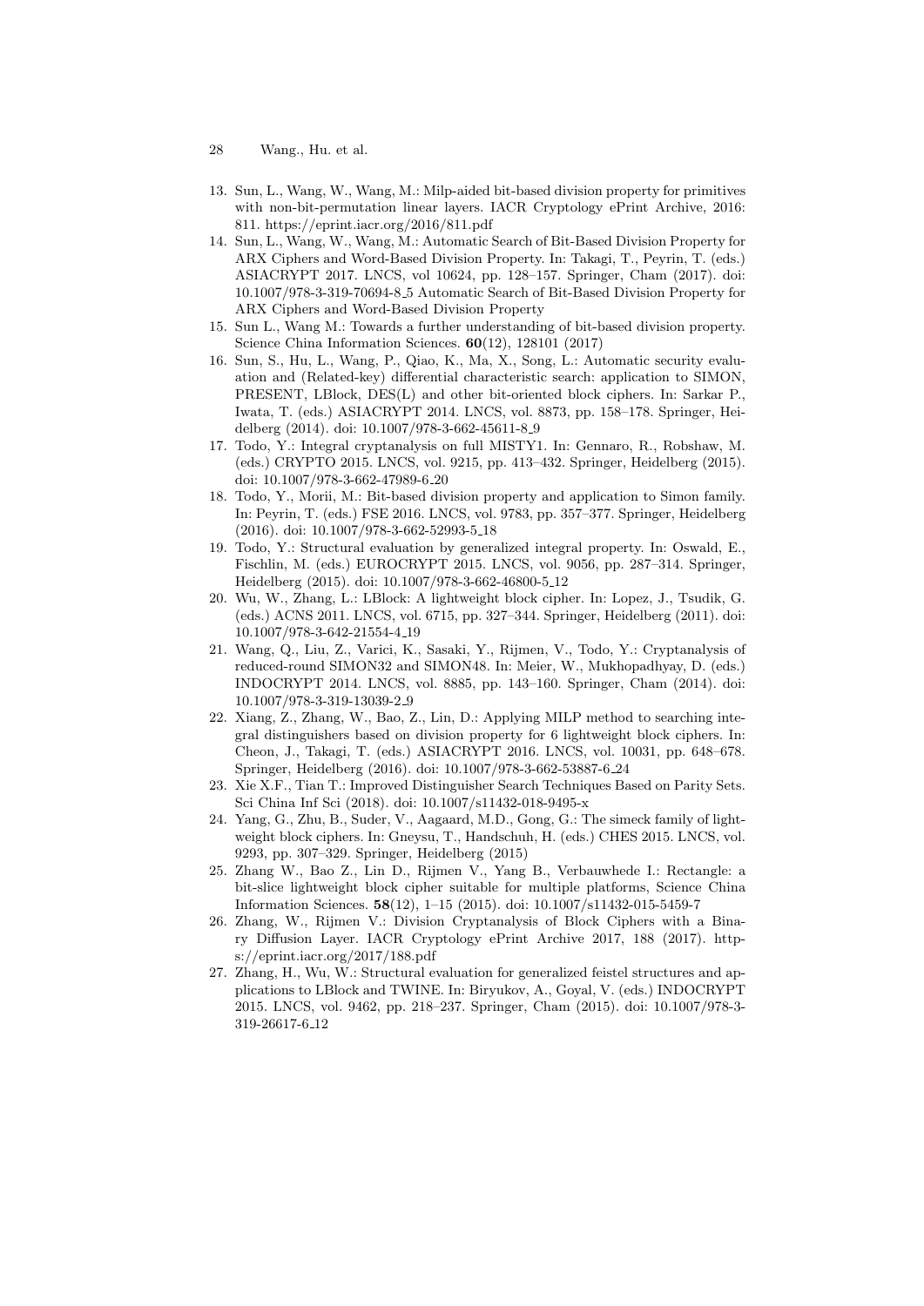13. Sun, L., Wang, W., Wang, M.: Milp-aided bit-based division property for primitives with non-bit-permutation linear layers. IACR Cryptology ePrint Archive, 2016: 811. https://eprint.iacr.org/2016/811.pdf
14. Sun, L., Wang, W., Wang, M.: Automatic Search of Bit-Based Division Property for ARX Ciphers and Word-Based Division Property. In: Takagi, T., Peyrin, T. (eds.) ASIACRYPT 2017. LNCS, vol 10624, pp. 128–157. Springer, Cham (2017). doi: 10.1007/978-3-319-70694-8_5 Automatic Search of Bit-Based Division Property for ARX Ciphers and Word-Based Division Property
15. Sun L., Wang M.: Towards a further understanding of bit-based division property. Science China Information Sciences. **60**(12), 128101 (2017)
16. Sun, S., Hu, L., Wang, P., Qiao, K., Ma, X., Song, L.: Automatic security evaluation and (Related-key) differential characteristic search: application to SIMON, PRESENT, LBlock, DES(L) and other bit-oriented block ciphers. In: Sarkar P., Iwata, T. (eds.) ASIACRYPT 2014. LNCS, vol. 8873, pp. 158–178. Springer, Heidelberg (2014). doi: 10.1007/978-3-662-45611-8_9
17. Todo, Y.: Integral cryptanalysis on full MISTY1. In: Gennaro, R., Robshaw, M. (eds.) CRYPTO 2015. LNCS, vol. 9215, pp. 413–432. Springer, Heidelberg (2015). doi: 10.1007/978-3-662-47989-6_20
18. Todo, Y., Morii, M.: Bit-based division property and application to Simon family. In: Peyrin, T. (eds.) FSE 2016. LNCS, vol. 9783, pp. 357–377. Springer, Heidelberg (2016). doi: 10.1007/978-3-662-52993-5_18
19. Todo, Y.: Structural evaluation by generalized integral property. In: Oswald, E., Fischlin, M. (eds.) EUROCRYPT 2015. LNCS, vol. 9056, pp. 287–314. Springer, Heidelberg (2015). doi: 10.1007/978-3-662-46800-5_12
20. Wu, W., Zhang, L.: LBlock: A lightweight block cipher. In: Lopez, J., Tsudik, G. (eds.) ACNS 2011. LNCS, vol. 6715, pp. 327–344. Springer, Heidelberg (2011). doi: 10.1007/978-3-642-21554-4_19
21. Wang, Q., Liu, Z., Varici, K., Sasaki, Y., Rijmen, V., Todo, Y.: Cryptanalysis of reduced-round SIMON32 and SIMON48. In: Meier, W., Mukhopadhyay, D. (eds.) INDOCRYPT 2014. LNCS, vol. 8885, pp. 143–160. Springer, Cham (2014). doi: 10.1007/978-3-319-13039-2_9
22. Xiang, Z., Zhang, W., Bao, Z., Lin, D.: Applying MILP method to searching integral distinguishers based on division property for 6 lightweight block ciphers. In: Cheon, J., Takagi, T. (eds.) ASIACRYPT 2016. LNCS, vol. 10031, pp. 648–678. Springer, Heidelberg (2016). doi: 10.1007/978-3-662-53887-6_24
23. Xie X.F., Tian T.: Improved Distinguisher Search Techniques Based on Parity Sets. Sci China Inf Sci (2018). doi: 10.1007/s11432-018-9495-x
24. Yang, G., Zhu, B., Suder, V., Aagaard, M.D., Gong, G.: The simeck family of lightweight block ciphers. In: Gneysu, T., Handschuh, H. (eds.) CHES 2015. LNCS, vol. 9293, pp. 307–329. Springer, Heidelberg (2015)
25. Zhang W., Bao Z., Lin D., Rijmen V., Yang B., Verbauwhede I.: Rectangle: a bit-slice lightweight block cipher suitable for multiple platforms, Science China Information Sciences. **58**(12), 1–15 (2015). doi: 10.1007/s11432-015-5459-7
26. Zhang, W., Rijmen V.: Division Cryptanalysis of Block Ciphers with a Binary Diffusion Layer. IACR Cryptology ePrint Archive 2017, 188 (2017). https://eprint.iacr.org/2017/188.pdf
27. Zhang, H., Wu, W.: Structural evaluation for generalized feistel structures and applications to LBlock and TWINE. In: Biryukov, A., Goyal, V. (eds.) INDOCRYPT 2015. LNCS, vol. 9462, pp. 218–237. Springer, Cham (2015). doi: 10.1007/978-3-319-26617-6_12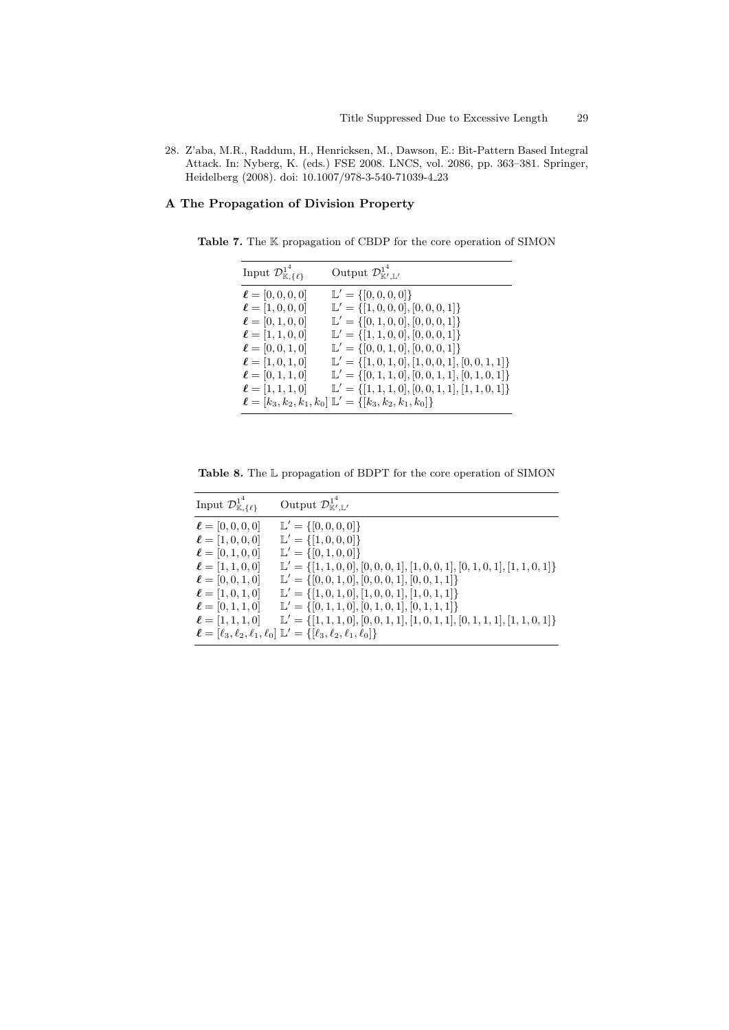28. Z'aba, M.R., Raddum, H., Henricksen, M., Dawson, E.: Bit-Pattern Based Integral Attack. In: Nyberg, K. (eds.) FSE 2008. LNCS, vol. 2086, pp. 363–381. Springer, Heidelberg (2008). doi: 10.1007/978-3-540-71039-4_23

## A The Propagation of Division Property

**Table 7.** The $\mathbb{K}$ propagation of CBDP for the core operation of SIMON

| Input $\mathcal{D}^{1^4}_{\mathbb{K},\{\ell\}}$ | Output $\mathcal{D}^{1^4}_{\mathbb{K}',\mathbb{L}'}$ |
|---|---|
| $\boldsymbol{\ell} = [0,0,0,0]$ | $\mathbb{L}' = \{[0,0,0,0]\}$ |
| $\boldsymbol{\ell} = [1,0,0,0]$ | $\mathbb{L}' = \{[1,0,0,0],[0,0,0,1]\}$ |
| $\boldsymbol{\ell} = [0,1,0,0]$ | $\mathbb{L}' = \{[0,1,0,0],[0,0,0,1]\}$ |
| $\boldsymbol{\ell} = [1,1,0,0]$ | $\mathbb{L}' = \{[1,1,0,0],[0,0,0,1]\}$ |
| $\boldsymbol{\ell} = [0,0,1,0]$ | $\mathbb{L}' = \{[0,0,1,0],[0,0,0,1]\}$ |
| $\boldsymbol{\ell} = [1,0,1,0]$ | $\mathbb{L}' = \{[1,0,1,0],[1,0,0,1],[0,0,1,1]\}$ |
| $\boldsymbol{\ell} = [0,1,1,0]$ | $\mathbb{L}' = \{[0,1,1,0],[0,0,1,1],[0,1,0,1]\}$ |
| $\boldsymbol{\ell} = [1,1,1,0]$ | $\mathbb{L}' = \{[1,1,1,0],[0,0,1,1],[1,1,0,1]\}$ |
| $\boldsymbol{\ell} = [k_3,k_2,k_1,k_0]$ | $\mathbb{L}' = \{[k_3,k_2,k_1,k_0]\}$ |

**Table 8.** The $\mathbb{L}$ propagation of BDPT for the core operation of SIMON

| Input $\mathcal{D}^{1^4}_{\mathbb{K},\{\ell\}}$ | Output $\mathcal{D}^{1^4}_{\mathbb{K}',\mathbb{L}'}$ |
|---|---|
| $\boldsymbol{\ell} = [0,0,0,0]$ | $\mathbb{L}' = \{[0,0,0,0]\}$ |
| $\boldsymbol{\ell} = [1,0,0,0]$ | $\mathbb{L}' = \{[1,0,0,0]\}$ |
| $\boldsymbol{\ell} = [0,1,0,0]$ | $\mathbb{L}' = \{[0,1,0,0]\}$ |
| $\boldsymbol{\ell} = [1,1,0,0]$ | $\mathbb{L}' = \{[1,1,0,0],[0,0,0,1],[1,0,0,1],[0,1,0,1],[1,1,0,1]\}$ |
| $\boldsymbol{\ell} = [0,0,1,0]$ | $\mathbb{L}' = \{[0,0,1,0],[0,0,0,1],[0,0,1,1]\}$ |
| $\boldsymbol{\ell} = [1,0,1,0]$ | $\mathbb{L}' = \{[1,0,1,0],[1,0,0,1],[1,0,1,1]\}$ |
| $\boldsymbol{\ell} = [0,1,1,0]$ | $\mathbb{L}' = \{[0,1,1,0],[0,1,0,1],[0,1,1,1]\}$ |
| $\boldsymbol{\ell} = [1,1,1,0]$ | $\mathbb{L}' = \{[1,1,1,0],[0,0,1,1],[1,0,1,1],[0,1,1,1],[1,1,0,1]\}$ |
| $\boldsymbol{\ell} = [\ell_3,\ell_2,\ell_1,\ell_0]$ | $\mathbb{L}' = \{[\ell_3,\ell_2,\ell_1,\ell_0]\}$ |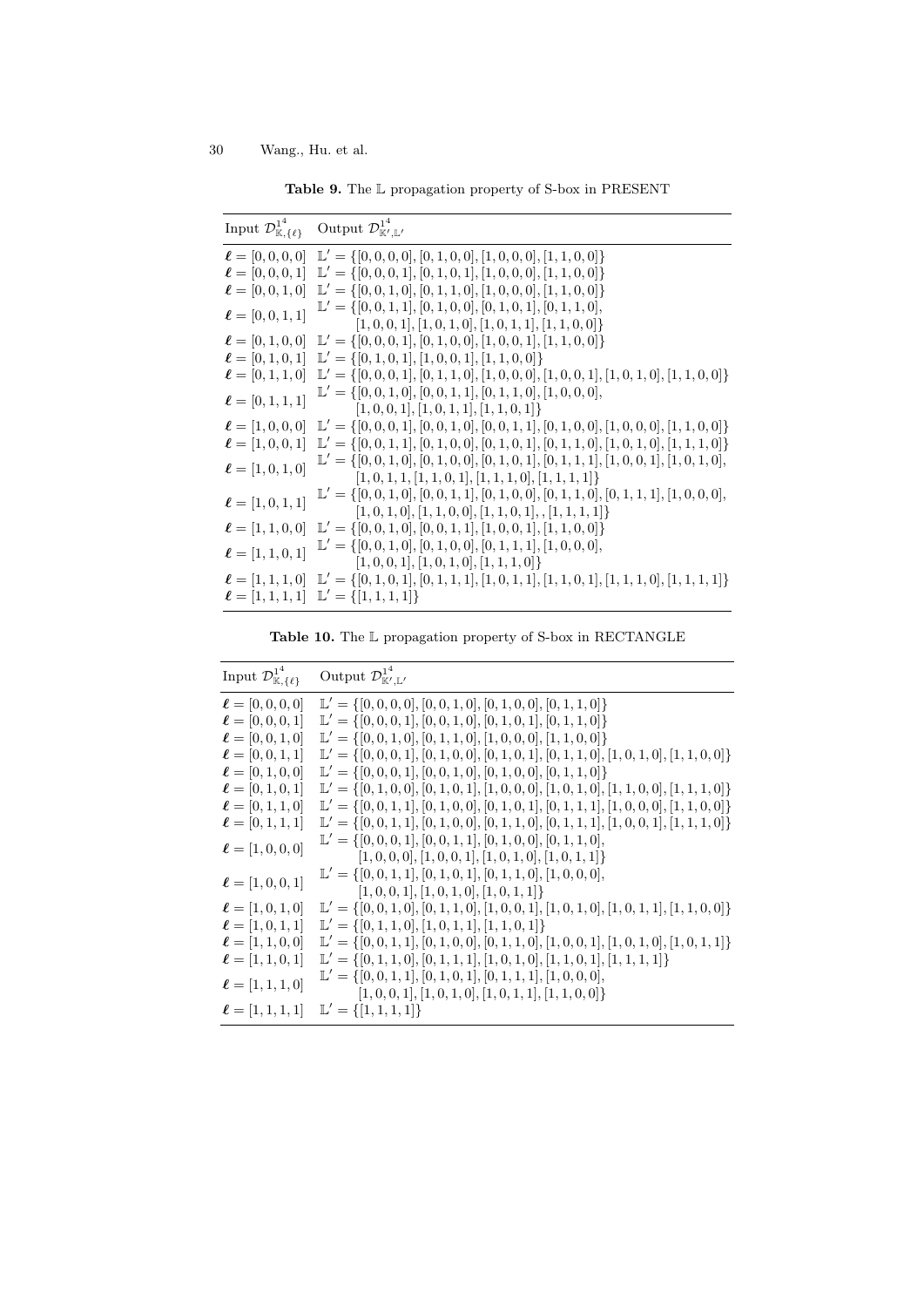**Table 9.** The $\mathbb{L}$ propagation property of S-box in PRESENT

| Input $\mathcal{D}^{1^4}_{\mathbb{K},\{\ell\}}$ | Output $\mathcal{D}^{1^4}_{\mathbb{K}',\mathbb{L}'}$ |
|---|---|
| $\ell = [0,0,0,0]$ | $\mathbb{L}' = \{[0,0,0,0],[0,1,0,0],[1,0,0,0],[1,1,0,0]\}$ |
| $\ell = [0,0,0,1]$ | $\mathbb{L}' = \{[0,0,0,1],[0,1,0,1],[1,0,0,0],[1,1,0,0]\}$ |
| $\ell = [0,0,1,0]$ | $\mathbb{L}' = \{[0,0,1,0],[0,1,1,0],[1,0,0,0],[1,1,0,0]\}$ |
| $\ell = [0,0,1,1]$ | $\mathbb{L}' = \{[0,0,1,1],[0,1,0,0],[0,1,0,1],[0,1,1,0],$ $[1,0,0,1],[1,0,1,0],[1,0,1,1],[1,1,0,0]\}$ |
| $\ell = [0,1,0,0]$ | $\mathbb{L}' = \{[0,0,0,1],[0,1,0,0],[1,0,0,1],[1,1,0,0]\}$ |
| $\ell = [0,1,0,1]$ | $\mathbb{L}' = \{[0,1,0,1],[1,0,0,1],[1,1,0,0]\}$ |
| $\ell = [0,1,1,0]$ | $\mathbb{L}' = \{[0,0,0,1],[0,1,1,0],[1,0,0,0],[1,0,0,1],[1,0,1,0],[1,1,0,0]\}$ |
| $\ell = [0,1,1,1]$ | $\mathbb{L}' = \{[0,0,1,0],[0,0,1,1],[0,1,1,0],[1,0,0,0],$ $[1,0,0,1],[1,0,1,1],[1,1,0,1]\}$ |
| $\ell = [1,0,0,0]$ | $\mathbb{L}' = \{[0,0,0,1],[0,0,1,0],[0,0,1,1],[0,1,0,0],[1,0,0,0],[1,1,0,0]\}$ |
| $\ell = [1,0,0,1]$ | $\mathbb{L}' = \{[0,0,1,1],[0,1,0,0],[0,1,0,1],[0,1,1,0],[1,0,1,0],[1,1,1,0]\}$ |
| $\ell = [1,0,1,0]$ | $\mathbb{L}' = \{[0,0,1,0],[0,1,0,0],[0,1,0,1],[0,1,1,1],[1,0,0,1],[1,0,1,0],$ $[1,0,1,1,[1,1,0,1],[1,1,1,0],[1,1,1,1]\}$ |
| $\ell = [1,0,1,1]$ | $\mathbb{L}' = \{[0,0,1,0],[0,0,1,1],[0,1,0,0],[0,1,1,0],[0,1,1,1],[1,0,0,0],$ $[1,0,1,0],[1,1,0,0],[1,1,0,1],,[1,1,1,1]\}$ |
| $\ell = [1,1,0,0]$ | $\mathbb{L}' = \{[0,0,1,0],[0,0,1,1],[1,0,0,1],[1,1,0,0]\}$ |
| $\ell = [1,1,0,1]$ | $\mathbb{L}' = \{[0,0,1,0],[0,1,0,0],[0,1,1,1],[1,0,0,0],$ $[1,0,0,1],[1,0,1,0],[1,1,1,0]\}$ |
| $\ell = [1,1,1,0]$ | $\mathbb{L}' = \{[0,1,0,1],[0,1,1,1],[1,0,1,1],[1,1,0,1],[1,1,1,0],[1,1,1,1]\}$ |
| $\ell = [1,1,1,1]$ | $\mathbb{L}' = \{[1,1,1,1]\}$ |

**Table 10.** The $\mathbb{L}$ propagation property of S-box in RECTANGLE

| Input $\mathcal{D}^{1^4}_{\mathbb{K},\{\ell\}}$ | Output $\mathcal{D}^{1^4}_{\mathbb{K}',\mathbb{L}'}$ |
|---|---|
| $\ell = [0,0,0,0]$ | $\mathbb{L}' = \{[0,0,0,0],[0,0,1,0],[0,1,0,0],[0,1,1,0]\}$ |
| $\ell = [0,0,0,1]$ | $\mathbb{L}' = \{[0,0,0,1],[0,0,1,0],[0,1,0,1],[0,1,1,0]\}$ |
| $\ell = [0,0,1,0]$ | $\mathbb{L}' = \{[0,0,1,0],[0,1,1,0],[1,0,0,0],[1,1,0,0]\}$ |
| $\ell = [0,0,1,1]$ | $\mathbb{L}' = \{[0,0,0,1],[0,1,0,0],[0,1,0,1],[0,1,1,0],[1,0,1,0],[1,1,0,0]\}$ |
| $\ell = [0,1,0,0]$ | $\mathbb{L}' = \{[0,0,0,1],[0,0,1,0],[0,1,0,0],[0,1,1,0]\}$ |
| $\ell = [0,1,0,1]$ | $\mathbb{L}' = \{[0,1,0,0],[0,1,0,1],[1,0,0,0],[1,0,1,0],[1,1,0,0],[1,1,1,0]\}$ |
| $\ell = [0,1,1,0]$ | $\mathbb{L}' = \{[0,0,1,1],[0,1,0,0],[0,1,0,1],[0,1,1,1],[1,0,0,0],[1,1,0,0]\}$ |
| $\ell = [0,1,1,1]$ | $\mathbb{L}' = \{[0,0,1,1],[0,1,0,0],[0,1,1,0],[0,1,1,1],[1,0,0,1],[1,1,1,0]\}$ |
| $\ell = [1,0,0,0]$ | $\mathbb{L}' = \{[0,0,0,1],[0,0,1,1],[0,1,0,0],[0,1,1,0],$ $[1,0,0,0],[1,0,0,1],[1,0,1,0],[1,0,1,1]\}$ |
| $\ell = [1,0,0,1]$ | $\mathbb{L}' = \{[0,0,1,1],[0,1,0,1],[0,1,1,0],[1,0,0,0],$ $[1,0,0,1],[1,0,1,0],[1,0,1,1]\}$ |
| $\ell = [1,0,1,0]$ | $\mathbb{L}' = \{[0,0,1,0],[0,1,1,0],[1,0,0,1],[1,0,1,0],[1,0,1,1],[1,1,0,0]\}$ |
| $\ell = [1,0,1,1]$ | $\mathbb{L}' = \{[0,1,1,0],[1,0,1,1],[1,1,0,1]\}$ |
| $\ell = [1,1,0,0]$ | $\mathbb{L}' = \{[0,0,1,1],[0,1,0,0],[0,1,1,0],[1,0,0,1],[1,0,1,0],[1,0,1,1]\}$ |
| $\ell = [1,1,0,1]$ | $\mathbb{L}' = \{[0,1,1,0],[0,1,1,1],[1,0,1,0],[1,1,0,1],[1,1,1,1]\}$ |
| $\ell = [1,1,1,0]$ | $\mathbb{L}' = \{[0,0,1,1],[0,1,0,1],[0,1,1,1],[1,0,0,0],$ $[1,0,0,1],[1,0,1,0],[1,0,1,1],[1,1,0,0]\}$ |
| $\ell = [1,1,1,1]$ | $\mathbb{L}' = \{[1,1,1,1]\}$ |